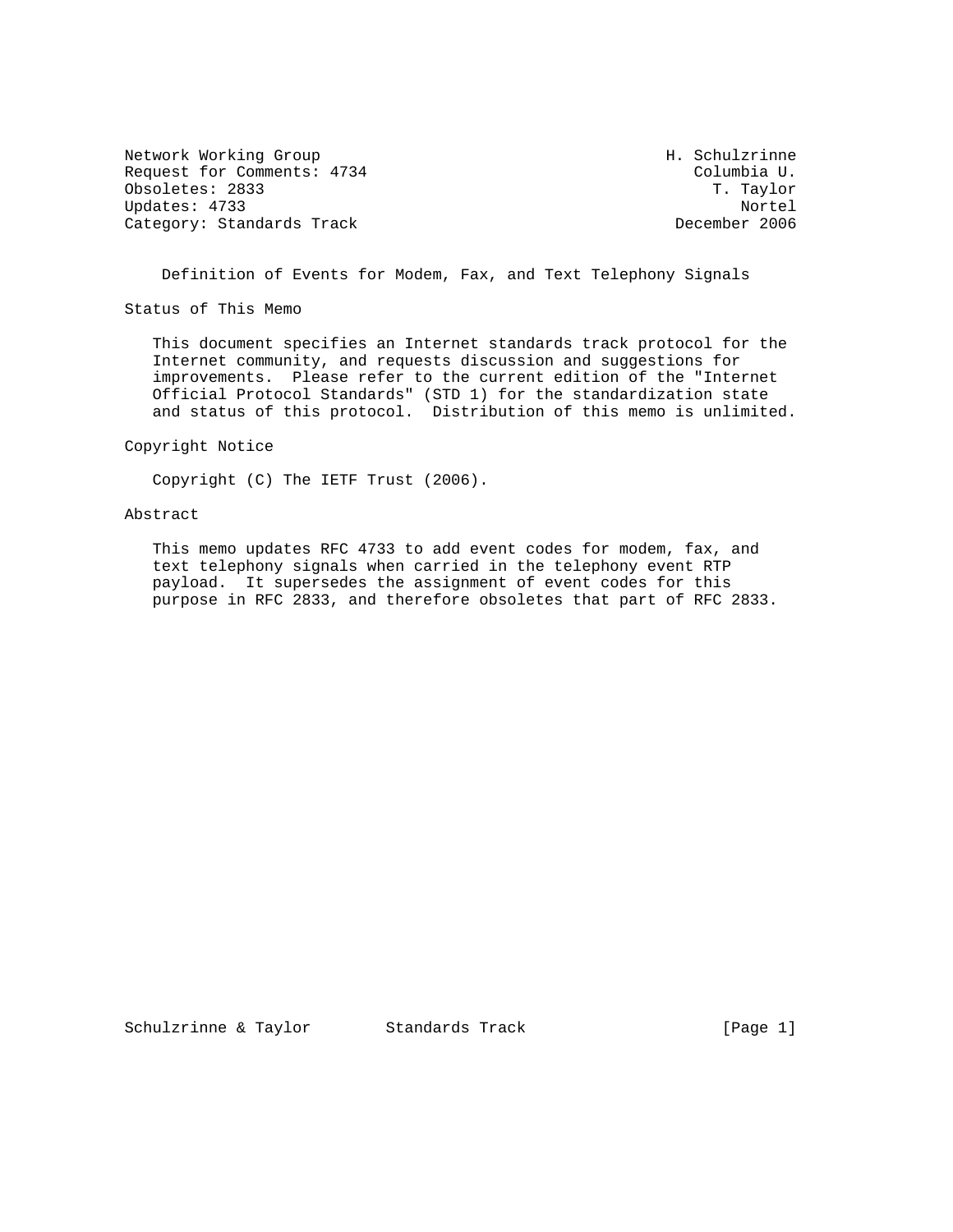Network Working Group H. Schulzrinne
Request for Comments: 4734 Columbia U.
Obsoletes: 2833 T. Taylor
Updates: 4733 Nortel
Category: Standards Track December 2006

# Definition of Events for Modem, Fax, and Text Telephony Signals

## Status of This Memo

This document specifies an Internet standards track protocol for the Internet community, and requests discussion and suggestions for improvements. Please refer to the current edition of the "Internet Official Protocol Standards" (STD 1) for the standardization state and status of this protocol. Distribution of this memo is unlimited.

## Copyright Notice

Copyright (C) The IETF Trust (2006).

## Abstract

This memo updates RFC 4733 to add event codes for modem, fax, and text telephony signals when carried in the telephony event RTP payload. It supersedes the assignment of event codes for this purpose in RFC 2833, and therefore obsoletes that part of RFC 2833.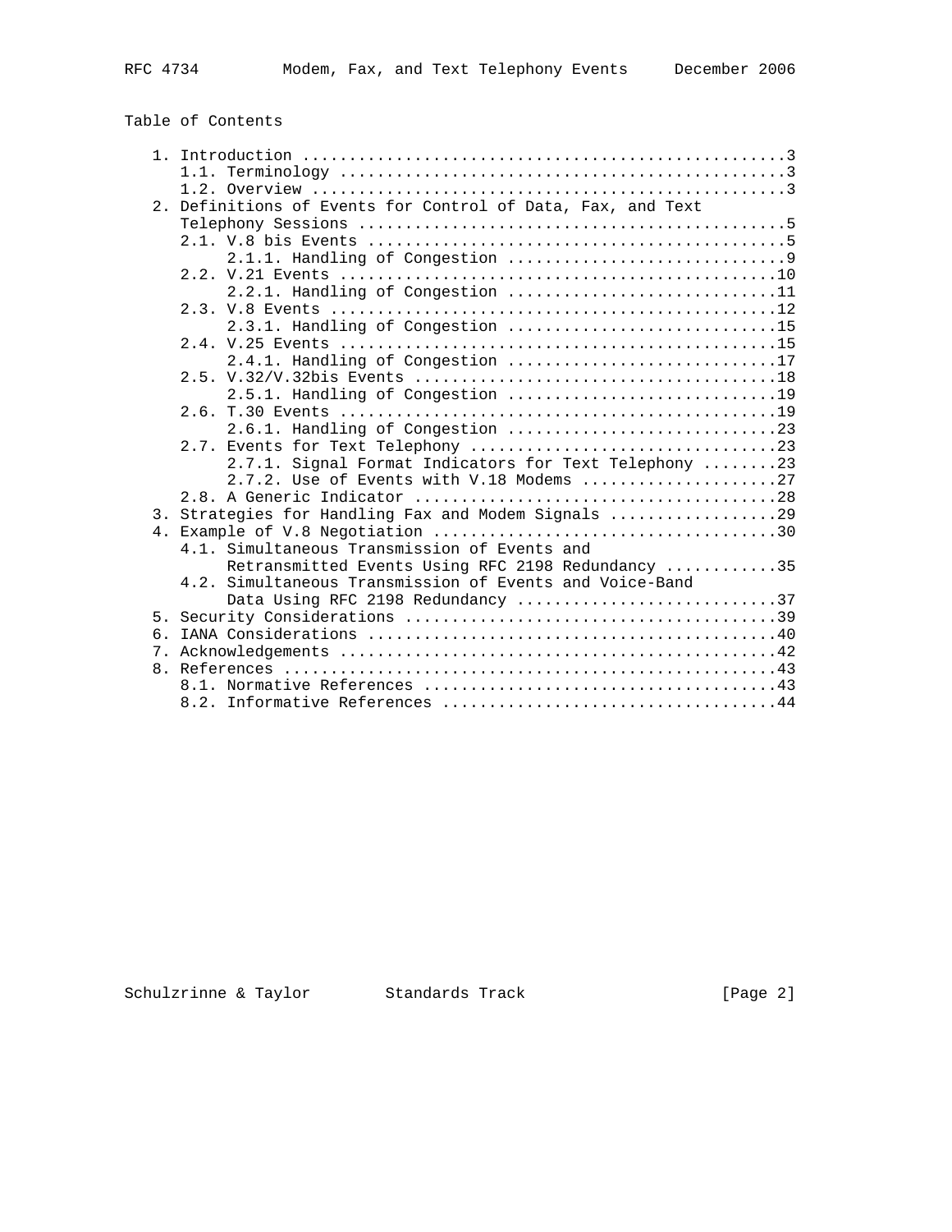## Table of Contents

```
   1. Introduction ....................................................3
      1.1. Terminology ................................................3
      1.2. Overview ...................................................3
   2. Definitions of Events for Control of Data, Fax, and Text
      Telephony Sessions ..............................................5
      2.1. V.8 bis Events .............................................5
           2.1.1. Handling of Congestion ..............................9
      2.2. V.21 Events ...............................................10
           2.2.1. Handling of Congestion .............................11
      2.3. V.8 Events ................................................12
           2.3.1. Handling of Congestion .............................15
      2.4. V.25 Events ...............................................15
           2.4.1. Handling of Congestion .............................17
      2.5. V.32/V.32bis Events .......................................18
           2.5.1. Handling of Congestion .............................19
      2.6. T.30 Events ...............................................19
           2.6.1. Handling of Congestion .............................23
      2.7. Events for Text Telephony .................................23
           2.7.1. Signal Format Indicators for Text Telephony ........23
           2.7.2. Use of Events with V.18 Modems .....................27
      2.8. A Generic Indicator .......................................28
   3. Strategies for Handling Fax and Modem Signals ..................29
   4. Example of V.8 Negotiation .....................................30
      4.1. Simultaneous Transmission of Events and
           Retransmitted Events Using RFC 2198 Redundancy ............35
      4.2. Simultaneous Transmission of Events and Voice-Band
           Data Using RFC 2198 Redundancy ............................37
   5. Security Considerations ........................................39
   6. IANA Considerations ............................................40
   7. Acknowledgements ...............................................42
   8. References .....................................................43
      8.1. Normative References ......................................43
      8.2. Informative References ....................................44
```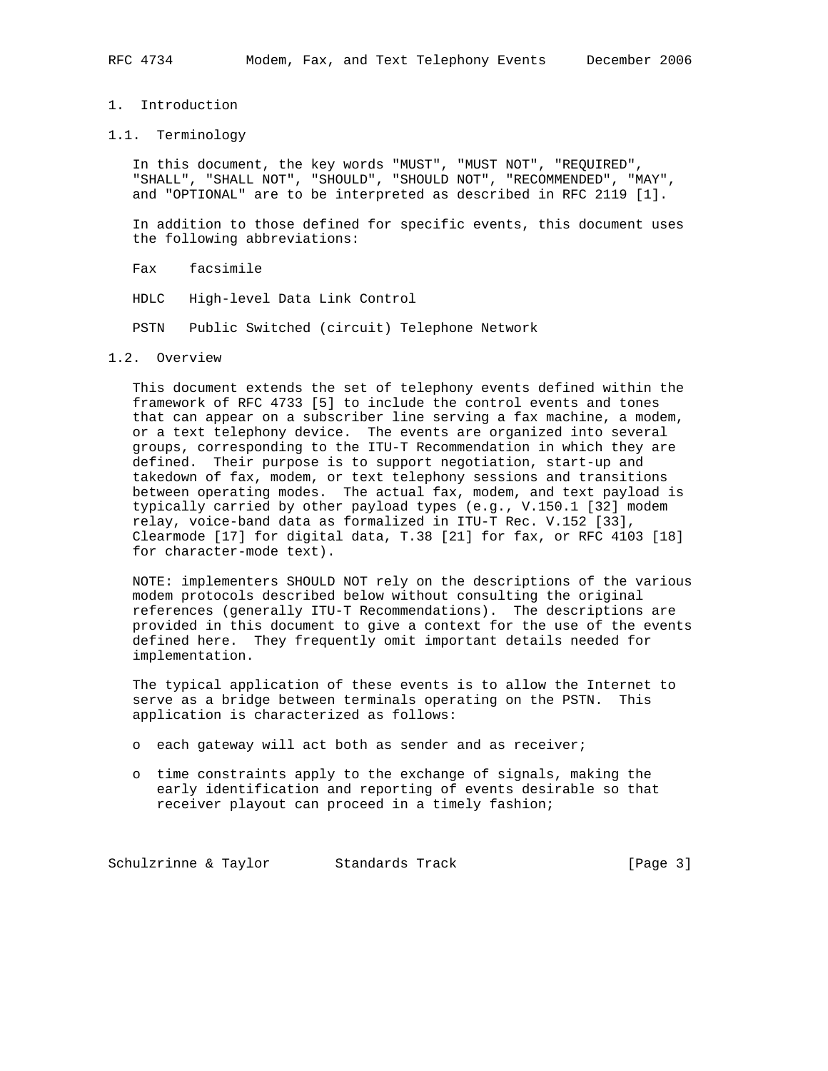# 1. Introduction

## 1.1. Terminology

In this document, the key words "MUST", "MUST NOT", "REQUIRED", "SHALL", "SHALL NOT", "SHOULD", "SHOULD NOT", "RECOMMENDED", "MAY", and "OPTIONAL" are to be interpreted as described in RFC 2119 [1].

In addition to those defined for specific events, this document uses the following abbreviations:

Fax    facsimile

HDLC   High-level Data Link Control

PSTN   Public Switched (circuit) Telephone Network

## 1.2. Overview

This document extends the set of telephony events defined within the framework of RFC 4733 [5] to include the control events and tones that can appear on a subscriber line serving a fax machine, a modem, or a text telephony device. The events are organized into several groups, corresponding to the ITU-T Recommendation in which they are defined. Their purpose is to support negotiation, start-up and takedown of fax, modem, or text telephony sessions and transitions between operating modes. The actual fax, modem, and text payload is typically carried by other payload types (e.g., V.150.1 [32] modem relay, voice-band data as formalized in ITU-T Rec. V.152 [33], Clearmode [17] for digital data, T.38 [21] for fax, or RFC 4103 [18] for character-mode text).

NOTE: implementers SHOULD NOT rely on the descriptions of the various modem protocols described below without consulting the original references (generally ITU-T Recommendations). The descriptions are provided in this document to give a context for the use of the events defined here. They frequently omit important details needed for implementation.

The typical application of these events is to allow the Internet to serve as a bridge between terminals operating on the PSTN. This application is characterized as follows:

- each gateway will act both as sender and as receiver;
- time constraints apply to the exchange of signals, making the early identification and reporting of events desirable so that receiver playout can proceed in a timely fashion;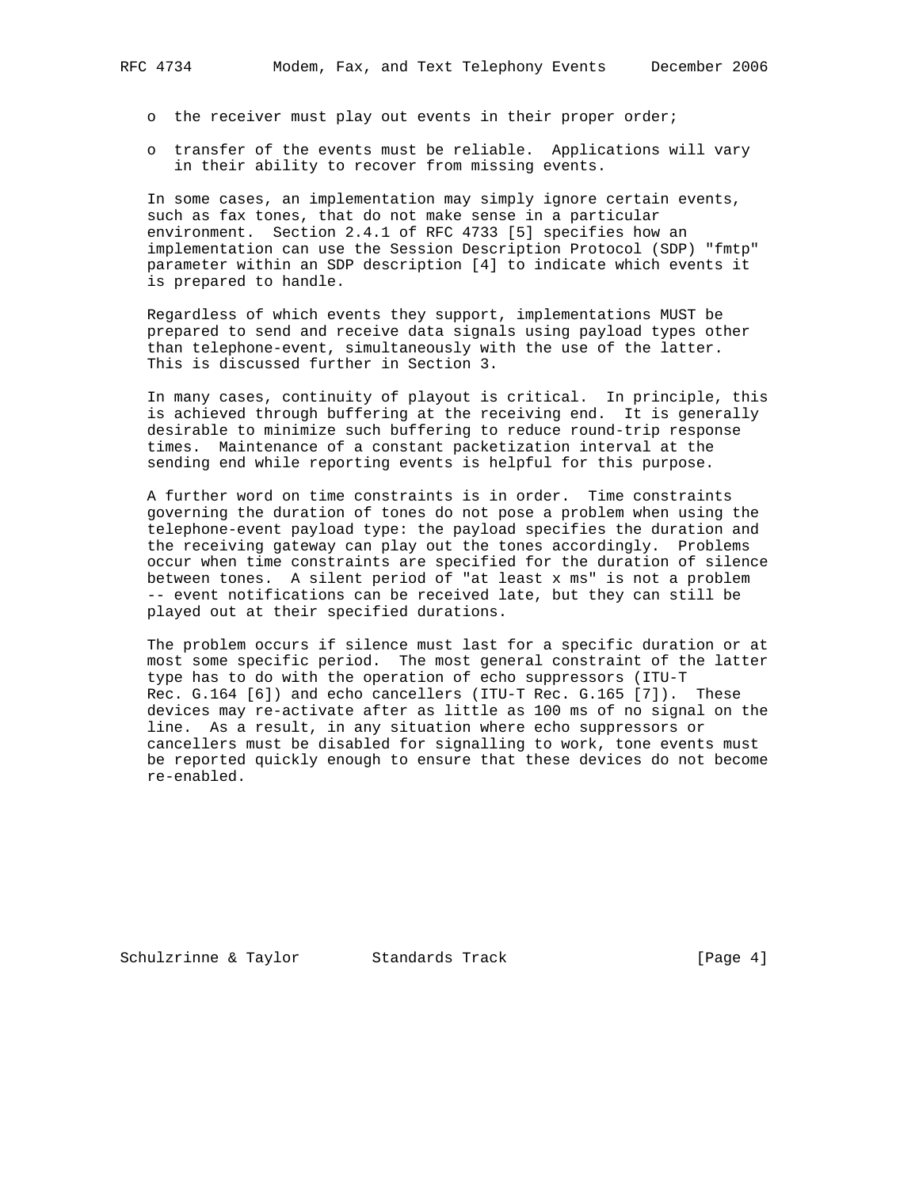- the receiver must play out events in their proper order;
- transfer of the events must be reliable. Applications will vary in their ability to recover from missing events.

In some cases, an implementation may simply ignore certain events, such as fax tones, that do not make sense in a particular environment. Section 2.4.1 of RFC 4733 [5] specifies how an implementation can use the Session Description Protocol (SDP) "fmtp" parameter within an SDP description [4] to indicate which events it is prepared to handle.

Regardless of which events they support, implementations MUST be prepared to send and receive data signals using payload types other than telephone-event, simultaneously with the use of the latter. This is discussed further in Section 3.

In many cases, continuity of playout is critical. In principle, this is achieved through buffering at the receiving end. It is generally desirable to minimize such buffering to reduce round-trip response times. Maintenance of a constant packetization interval at the sending end while reporting events is helpful for this purpose.

A further word on time constraints is in order. Time constraints governing the duration of tones do not pose a problem when using the telephone-event payload type: the payload specifies the duration and the receiving gateway can play out the tones accordingly. Problems occur when time constraints are specified for the duration of silence between tones. A silent period of "at least x ms" is not a problem -- event notifications can be received late, but they can still be played out at their specified durations.

The problem occurs if silence must last for a specific duration or at most some specific period. The most general constraint of the latter type has to do with the operation of echo suppressors (ITU-T Rec. G.164 [6]) and echo cancellers (ITU-T Rec. G.165 [7]). These devices may re-activate after as little as 100 ms of no signal on the line. As a result, in any situation where echo suppressors or cancellers must be disabled for signalling to work, tone events must be reported quickly enough to ensure that these devices do not become re-enabled.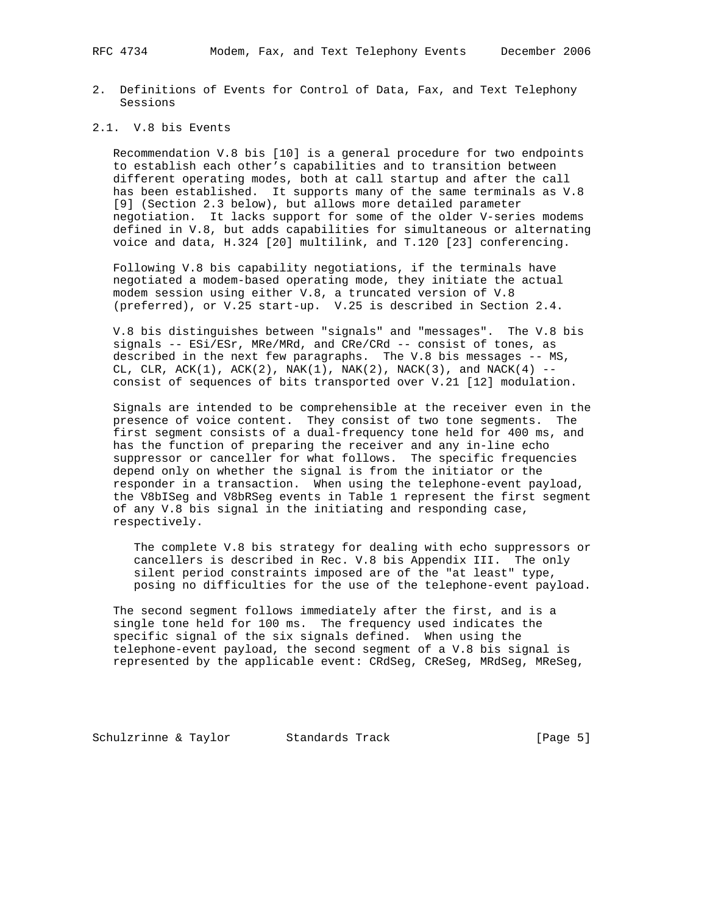## 2. Definitions of Events for Control of Data, Fax, and Text Telephony Sessions

### 2.1. V.8 bis Events

Recommendation V.8 bis [10] is a general procedure for two endpoints to establish each other's capabilities and to transition between different operating modes, both at call startup and after the call has been established. It supports many of the same terminals as V.8 [9] (Section 2.3 below), but allows more detailed parameter negotiation. It lacks support for some of the older V-series modems defined in V.8, but adds capabilities for simultaneous or alternating voice and data, H.324 [20] multilink, and T.120 [23] conferencing.

Following V.8 bis capability negotiations, if the terminals have negotiated a modem-based operating mode, they initiate the actual modem session using either V.8, a truncated version of V.8 (preferred), or V.25 start-up. V.25 is described in Section 2.4.

V.8 bis distinguishes between "signals" and "messages". The V.8 bis signals -- ESi/ESr, MRe/MRd, and CRe/CRd -- consist of tones, as described in the next few paragraphs. The V.8 bis messages -- MS, CL, CLR, ACK(1), ACK(2), NAK(1), NAK(2), NACK(3), and NACK(4) -- consist of sequences of bits transported over V.21 [12] modulation.

Signals are intended to be comprehensible at the receiver even in the presence of voice content. They consist of two tone segments. The first segment consists of a dual-frequency tone held for 400 ms, and has the function of preparing the receiver and any in-line echo suppressor or canceller for what follows. The specific frequencies depend only on whether the signal is from the initiator or the responder in a transaction. When using the telephone-event payload, the V8bISeg and V8bRSeg events in Table 1 represent the first segment of any V.8 bis signal in the initiating and responding case, respectively.

> The complete V.8 bis strategy for dealing with echo suppressors or cancellers is described in Rec. V.8 bis Appendix III. The only silent period constraints imposed are of the "at least" type, posing no difficulties for the use of the telephone-event payload.

The second segment follows immediately after the first, and is a single tone held for 100 ms. The frequency used indicates the specific signal of the six signals defined. When using the telephone-event payload, the second segment of a V.8 bis signal is represented by the applicable event: CRdSeg, CReSeg, MRdSeg, MReSeg,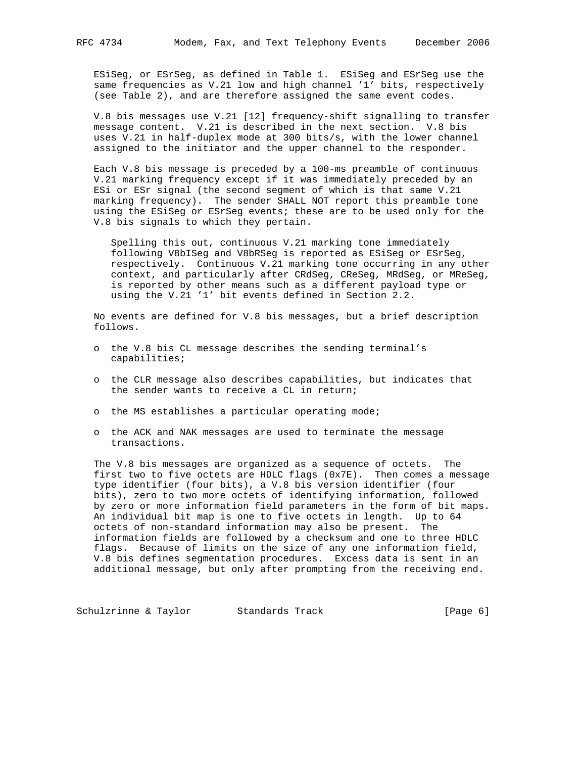ESiSeg, or ESrSeg, as defined in Table 1. ESiSeg and ESrSeg use the same frequencies as V.21 low and high channel '1' bits, respectively (see Table 2), and are therefore assigned the same event codes.

V.8 bis messages use V.21 [12] frequency-shift signalling to transfer message content. V.21 is described in the next section. V.8 bis uses V.21 in half-duplex mode at 300 bits/s, with the lower channel assigned to the initiator and the upper channel to the responder.

Each V.8 bis message is preceded by a 100-ms preamble of continuous V.21 marking frequency except if it was immediately preceded by an ESi or ESr signal (the second segment of which is that same V.21 marking frequency). The sender SHALL NOT report this preamble tone using the ESiSeg or ESrSeg events; these are to be used only for the V.8 bis signals to which they pertain.

> Spelling this out, continuous V.21 marking tone immediately following V8bISeg and V8bRSeg is reported as ESiSeg or ESrSeg, respectively. Continuous V.21 marking tone occurring in any other context, and particularly after CRdSeg, CReSeg, MRdSeg, or MReSeg, is reported by other means such as a different payload type or using the V.21 '1' bit events defined in Section 2.2.

No events are defined for V.8 bis messages, but a brief description follows.

- the V.8 bis CL message describes the sending terminal's capabilities;
- the CLR message also describes capabilities, but indicates that the sender wants to receive a CL in return;
- the MS establishes a particular operating mode;
- the ACK and NAK messages are used to terminate the message transactions.

The V.8 bis messages are organized as a sequence of octets. The first two to five octets are HDLC flags (0x7E). Then comes a message type identifier (four bits), a V.8 bis version identifier (four bits), zero to two more octets of identifying information, followed by zero or more information field parameters in the form of bit maps. An individual bit map is one to five octets in length. Up to 64 octets of non-standard information may also be present. The information fields are followed by a checksum and one to three HDLC flags. Because of limits on the size of any one information field, V.8 bis defines segmentation procedures. Excess data is sent in an additional message, but only after prompting from the receiving end.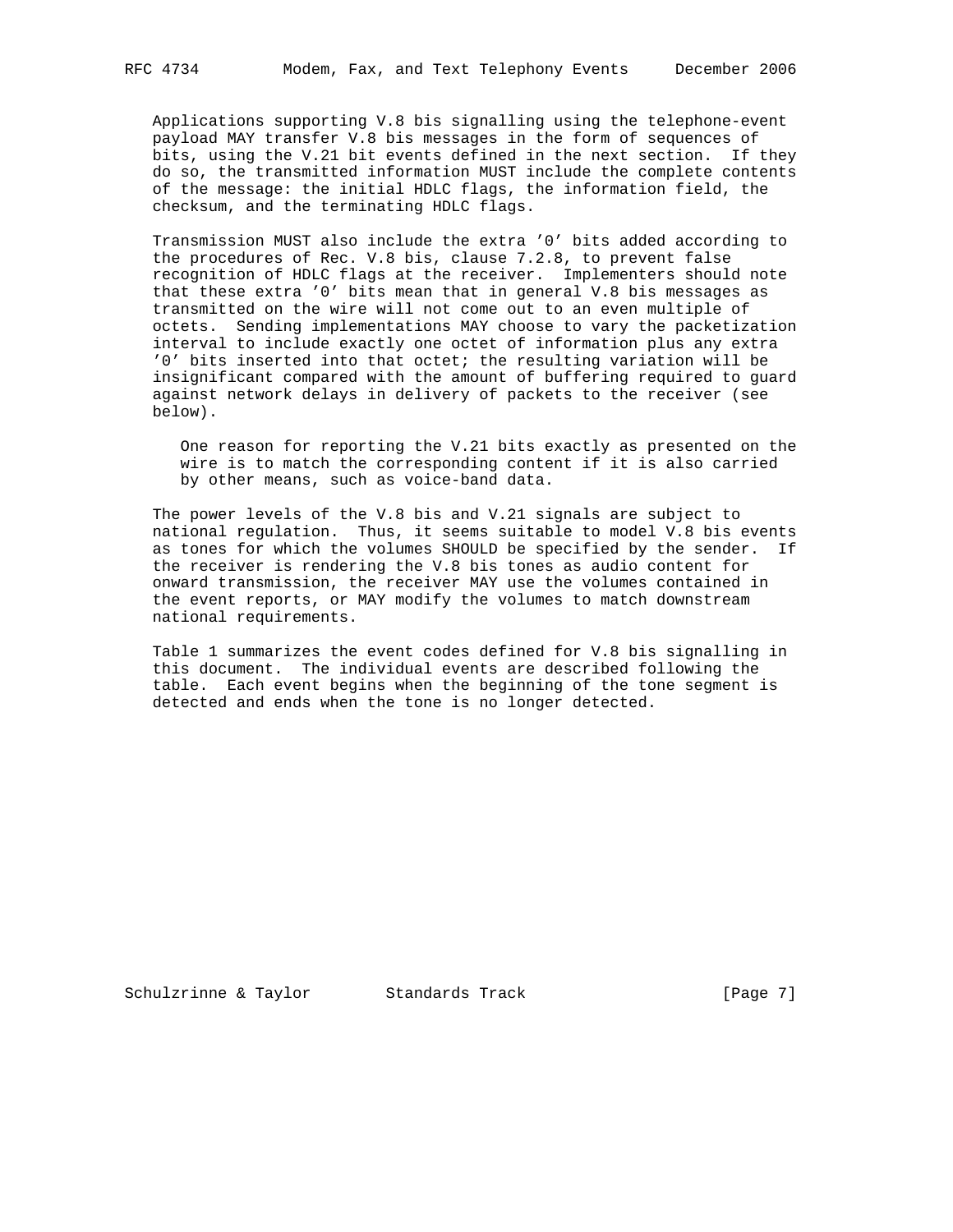Applications supporting V.8 bis signalling using the telephone-event payload MAY transfer V.8 bis messages in the form of sequences of bits, using the V.21 bit events defined in the next section. If they do so, the transmitted information MUST include the complete contents of the message: the initial HDLC flags, the information field, the checksum, and the terminating HDLC flags.

Transmission MUST also include the extra '0' bits added according to the procedures of Rec. V.8 bis, clause 7.2.8, to prevent false recognition of HDLC flags at the receiver. Implementers should note that these extra '0' bits mean that in general V.8 bis messages as transmitted on the wire will not come out to an even multiple of octets. Sending implementations MAY choose to vary the packetization interval to include exactly one octet of information plus any extra '0' bits inserted into that octet; the resulting variation will be insignificant compared with the amount of buffering required to guard against network delays in delivery of packets to the receiver (see below).

> One reason for reporting the V.21 bits exactly as presented on the wire is to match the corresponding content if it is also carried by other means, such as voice-band data.

The power levels of the V.8 bis and V.21 signals are subject to national regulation. Thus, it seems suitable to model V.8 bis events as tones for which the volumes SHOULD be specified by the sender. If the receiver is rendering the V.8 bis tones as audio content for onward transmission, the receiver MAY use the volumes contained in the event reports, or MAY modify the volumes to match downstream national requirements.

Table 1 summarizes the event codes defined for V.8 bis signalling in this document. The individual events are described following the table. Each event begins when the beginning of the tone segment is detected and ends when the tone is no longer detected.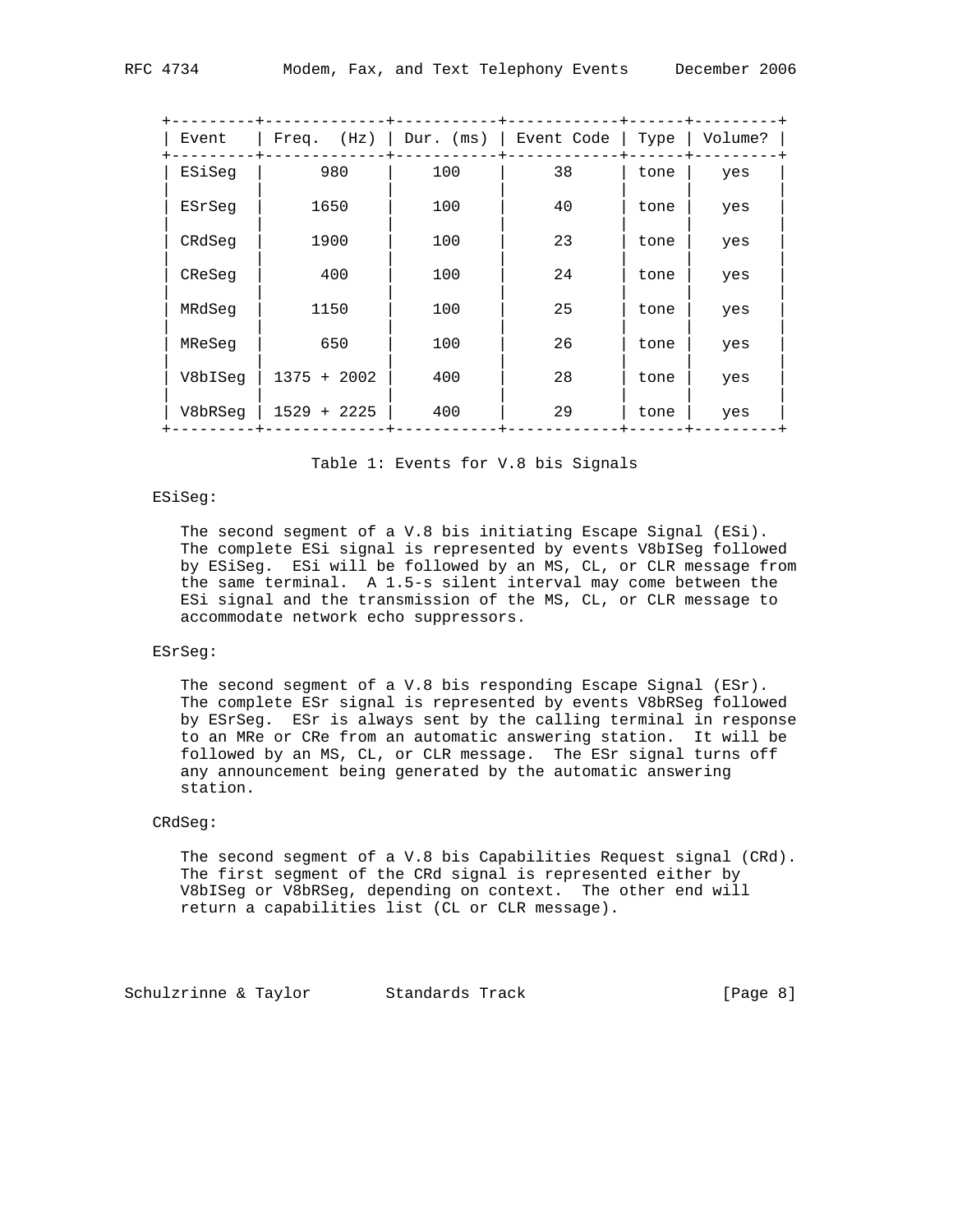| Event | Freq. (Hz) | Dur. (ms) | Event Code | Type | Volume? |
|---|---|---|---|---|---|
| ESiSeg | 980 | 100 | 38 | tone | yes |
| ESrSeg | 1650 | 100 | 40 | tone | yes |
| CRdSeg | 1900 | 100 | 23 | tone | yes |
| CReSeg | 400 | 100 | 24 | tone | yes |
| MRdSeg | 1150 | 100 | 25 | tone | yes |
| MReSeg | 650 | 100 | 26 | tone | yes |
| V8bISeg | 1375 + 2002 | 400 | 28 | tone | yes |
| V8bRSeg | 1529 + 2225 | 400 | 29 | tone | yes |

Table 1: Events for V.8 bis Signals

ESiSeg:

The second segment of a V.8 bis initiating Escape Signal (ESi). The complete ESi signal is represented by events V8bISeg followed by ESiSeg. ESi will be followed by an MS, CL, or CLR message from the same terminal. A 1.5-s silent interval may come between the ESi signal and the transmission of the MS, CL, or CLR message to accommodate network echo suppressors.

ESrSeg:

The second segment of a V.8 bis responding Escape Signal (ESr). The complete ESr signal is represented by events V8bRSeg followed by ESrSeg. ESr is always sent by the calling terminal in response to an MRe or CRe from an automatic answering station. It will be followed by an MS, CL, or CLR message. The ESr signal turns off any announcement being generated by the automatic answering station.

CRdSeg:

The second segment of a V.8 bis Capabilities Request signal (CRd). The first segment of the CRd signal is represented either by V8bISeg or V8bRSeg, depending on context. The other end will return a capabilities list (CL or CLR message).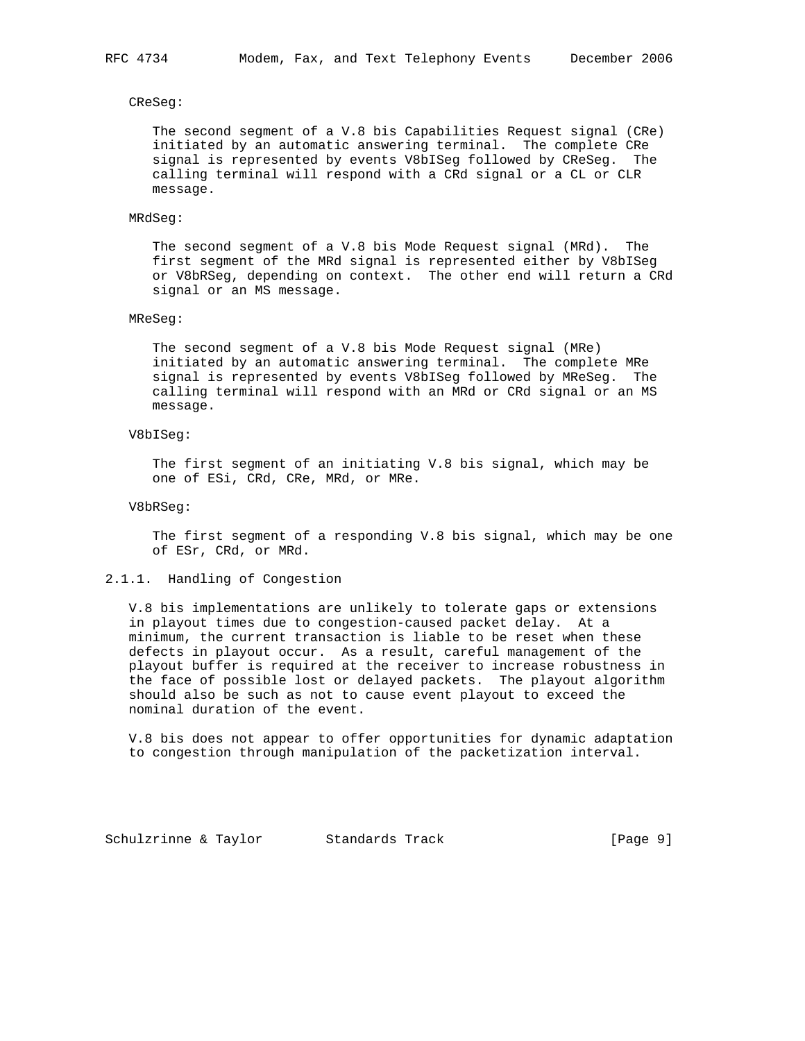CReSeg:

The second segment of a V.8 bis Capabilities Request signal (CRe) initiated by an automatic answering terminal. The complete CRe signal is represented by events V8bISeg followed by CReSeg. The calling terminal will respond with a CRd signal or a CL or CLR message.

MRdSeg:

The second segment of a V.8 bis Mode Request signal (MRd). The first segment of the MRd signal is represented either by V8bISeg or V8bRSeg, depending on context. The other end will return a CRd signal or an MS message.

MReSeg:

The second segment of a V.8 bis Mode Request signal (MRe) initiated by an automatic answering terminal. The complete MRe signal is represented by events V8bISeg followed by MReSeg. The calling terminal will respond with an MRd or CRd signal or an MS message.

V8bISeg:

The first segment of an initiating V.8 bis signal, which may be one of ESi, CRd, CRe, MRd, or MRe.

V8bRSeg:

The first segment of a responding V.8 bis signal, which may be one of ESr, CRd, or MRd.

### 2.1.1. Handling of Congestion

V.8 bis implementations are unlikely to tolerate gaps or extensions in playout times due to congestion-caused packet delay. At a minimum, the current transaction is liable to be reset when these defects in playout occur. As a result, careful management of the playout buffer is required at the receiver to increase robustness in the face of possible lost or delayed packets. The playout algorithm should also be such as not to cause event playout to exceed the nominal duration of the event.

V.8 bis does not appear to offer opportunities for dynamic adaptation to congestion through manipulation of the packetization interval.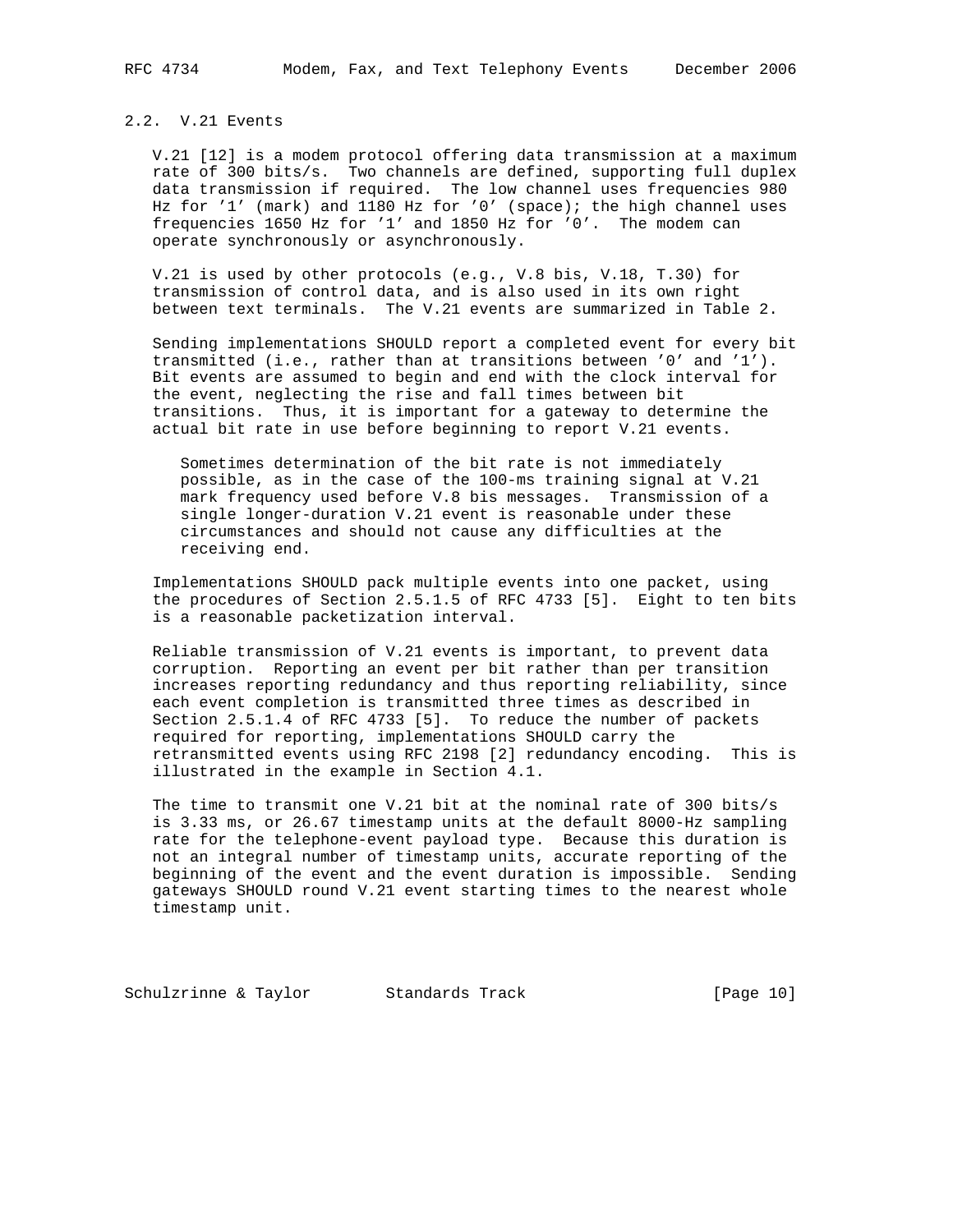## 2.2. V.21 Events

V.21 [12] is a modem protocol offering data transmission at a maximum rate of 300 bits/s. Two channels are defined, supporting full duplex data transmission if required. The low channel uses frequencies 980 Hz for '1' (mark) and 1180 Hz for '0' (space); the high channel uses frequencies 1650 Hz for '1' and 1850 Hz for '0'. The modem can operate synchronously or asynchronously.

V.21 is used by other protocols (e.g., V.8 bis, V.18, T.30) for transmission of control data, and is also used in its own right between text terminals. The V.21 events are summarized in Table 2.

Sending implementations SHOULD report a completed event for every bit transmitted (i.e., rather than at transitions between '0' and '1'). Bit events are assumed to begin and end with the clock interval for the event, neglecting the rise and fall times between bit transitions. Thus, it is important for a gateway to determine the actual bit rate in use before beginning to report V.21 events.

> Sometimes determination of the bit rate is not immediately possible, as in the case of the 100-ms training signal at V.21 mark frequency used before V.8 bis messages. Transmission of a single longer-duration V.21 event is reasonable under these circumstances and should not cause any difficulties at the receiving end.

Implementations SHOULD pack multiple events into one packet, using the procedures of Section 2.5.1.5 of RFC 4733 [5]. Eight to ten bits is a reasonable packetization interval.

Reliable transmission of V.21 events is important, to prevent data corruption. Reporting an event per bit rather than per transition increases reporting redundancy and thus reporting reliability, since each event completion is transmitted three times as described in Section 2.5.1.4 of RFC 4733 [5]. To reduce the number of packets required for reporting, implementations SHOULD carry the retransmitted events using RFC 2198 [2] redundancy encoding. This is illustrated in the example in Section 4.1.

The time to transmit one V.21 bit at the nominal rate of 300 bits/s is 3.33 ms, or 26.67 timestamp units at the default 8000-Hz sampling rate for the telephone-event payload type. Because this duration is not an integral number of timestamp units, accurate reporting of the beginning of the event and the event duration is impossible. Sending gateways SHOULD round V.21 event starting times to the nearest whole timestamp unit.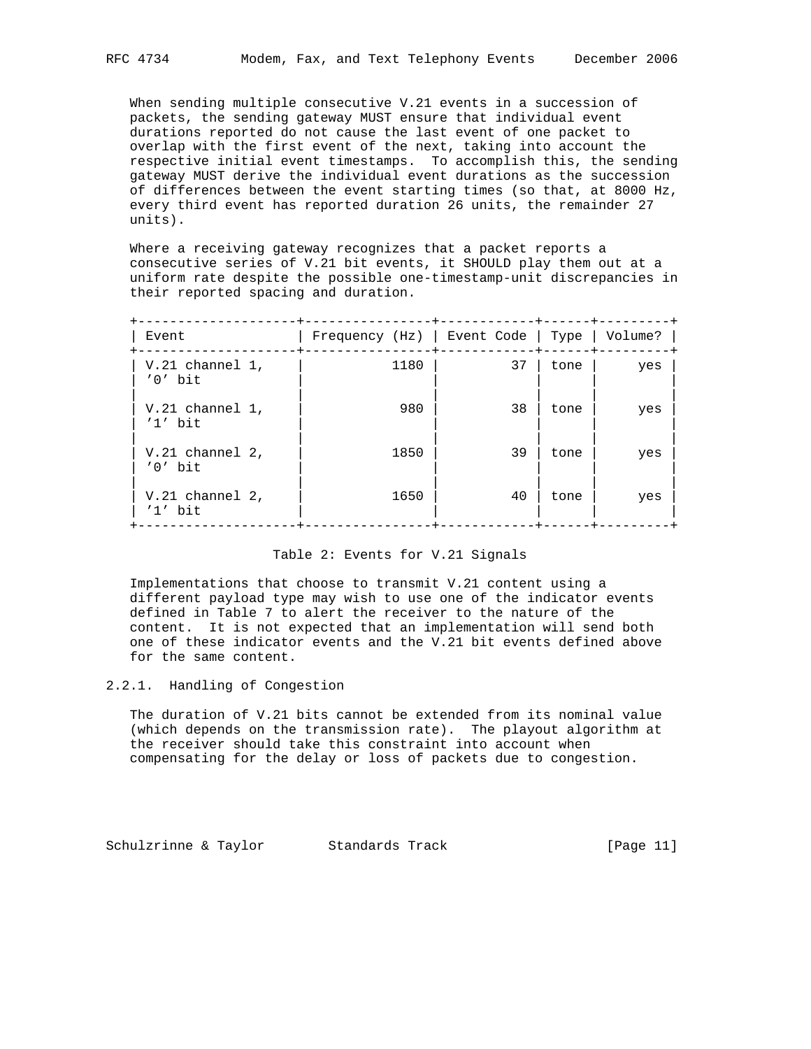When sending multiple consecutive V.21 events in a succession of packets, the sending gateway MUST ensure that individual event durations reported do not cause the last event of one packet to overlap with the first event of the next, taking into account the respective initial event timestamps. To accomplish this, the sending gateway MUST derive the individual event durations as the succession of differences between the event starting times (so that, at 8000 Hz, every third event has reported duration 26 units, the remainder 27 units).

Where a receiving gateway recognizes that a packet reports a consecutive series of V.21 bit events, it SHOULD play them out at a uniform rate despite the possible one-timestamp-unit discrepancies in their reported spacing and duration.

| Event | Frequency (Hz) | Event Code | Type | Volume? |
|---|---|---|---|---|
| V.21 channel 1, '0' bit | 1180 | 37 | tone | yes |
| V.21 channel 1, '1' bit | 980 | 38 | tone | yes |
| V.21 channel 2, '0' bit | 1850 | 39 | tone | yes |
| V.21 channel 2, '1' bit | 1650 | 40 | tone | yes |

Table 2: Events for V.21 Signals

Implementations that choose to transmit V.21 content using a different payload type may wish to use one of the indicator events defined in Table 7 to alert the receiver to the nature of the content. It is not expected that an implementation will send both one of these indicator events and the V.21 bit events defined above for the same content.

### 2.2.1. Handling of Congestion

The duration of V.21 bits cannot be extended from its nominal value (which depends on the transmission rate). The playout algorithm at the receiver should take this constraint into account when compensating for the delay or loss of packets due to congestion.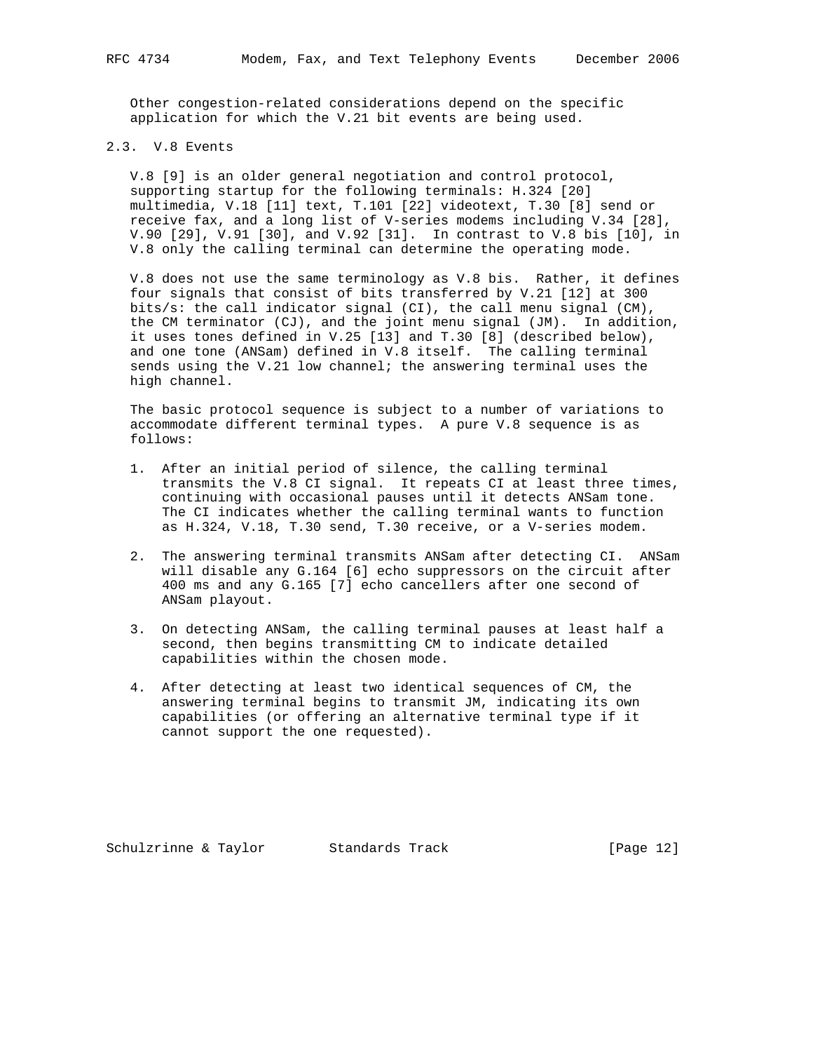Other congestion-related considerations depend on the specific application for which the V.21 bit events are being used.

## 2.3. V.8 Events

V.8 [9] is an older general negotiation and control protocol, supporting startup for the following terminals: H.324 [20] multimedia, V.18 [11] text, T.101 [22] videotext, T.30 [8] send or receive fax, and a long list of V-series modems including V.34 [28], V.90 [29], V.91 [30], and V.92 [31]. In contrast to V.8 bis [10], in V.8 only the calling terminal can determine the operating mode.

V.8 does not use the same terminology as V.8 bis. Rather, it defines four signals that consist of bits transferred by V.21 [12] at 300 bits/s: the call indicator signal (CI), the call menu signal (CM), the CM terminator (CJ), and the joint menu signal (JM). In addition, it uses tones defined in V.25 [13] and T.30 [8] (described below), and one tone (ANSam) defined in V.8 itself. The calling terminal sends using the V.21 low channel; the answering terminal uses the high channel.

The basic protocol sequence is subject to a number of variations to accommodate different terminal types. A pure V.8 sequence is as follows:

1. After an initial period of silence, the calling terminal transmits the V.8 CI signal. It repeats CI at least three times, continuing with occasional pauses until it detects ANSam tone. The CI indicates whether the calling terminal wants to function as H.324, V.18, T.30 send, T.30 receive, or a V-series modem.

2. The answering terminal transmits ANSam after detecting CI. ANSam will disable any G.164 [6] echo suppressors on the circuit after 400 ms and any G.165 [7] echo cancellers after one second of ANSam playout.

3. On detecting ANSam, the calling terminal pauses at least half a second, then begins transmitting CM to indicate detailed capabilities within the chosen mode.

4. After detecting at least two identical sequences of CM, the answering terminal begins to transmit JM, indicating its own capabilities (or offering an alternative terminal type if it cannot support the one requested).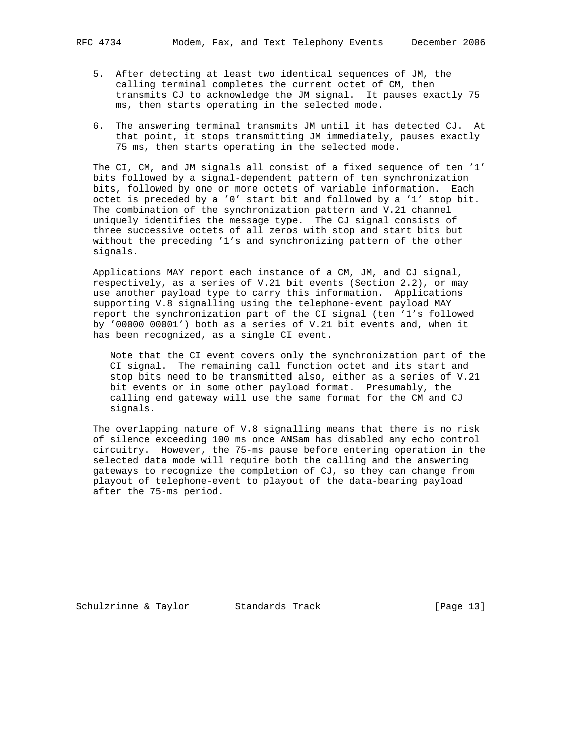5. After detecting at least two identical sequences of JM, the calling terminal completes the current octet of CM, then transmits CJ to acknowledge the JM signal. It pauses exactly 75 ms, then starts operating in the selected mode.

6. The answering terminal transmits JM until it has detected CJ. At that point, it stops transmitting JM immediately, pauses exactly 75 ms, then starts operating in the selected mode.

The CI, CM, and JM signals all consist of a fixed sequence of ten '1' bits followed by a signal-dependent pattern of ten synchronization bits, followed by one or more octets of variable information. Each octet is preceded by a '0' start bit and followed by a '1' stop bit. The combination of the synchronization pattern and V.21 channel uniquely identifies the message type. The CJ signal consists of three successive octets of all zeros with stop and start bits but without the preceding '1's and synchronizing pattern of the other signals.

Applications MAY report each instance of a CM, JM, and CJ signal, respectively, as a series of V.21 bit events (Section 2.2), or may use another payload type to carry this information. Applications supporting V.8 signalling using the telephone-event payload MAY report the synchronization part of the CI signal (ten '1's followed by '00000 00001') both as a series of V.21 bit events and, when it has been recognized, as a single CI event.

> Note that the CI event covers only the synchronization part of the CI signal. The remaining call function octet and its start and stop bits need to be transmitted also, either as a series of V.21 bit events or in some other payload format. Presumably, the calling end gateway will use the same format for the CM and CJ signals.

The overlapping nature of V.8 signalling means that there is no risk of silence exceeding 100 ms once ANSam has disabled any echo control circuitry. However, the 75-ms pause before entering operation in the selected data mode will require both the calling and the answering gateways to recognize the completion of CJ, so they can change from playout of telephone-event to playout of the data-bearing payload after the 75-ms period.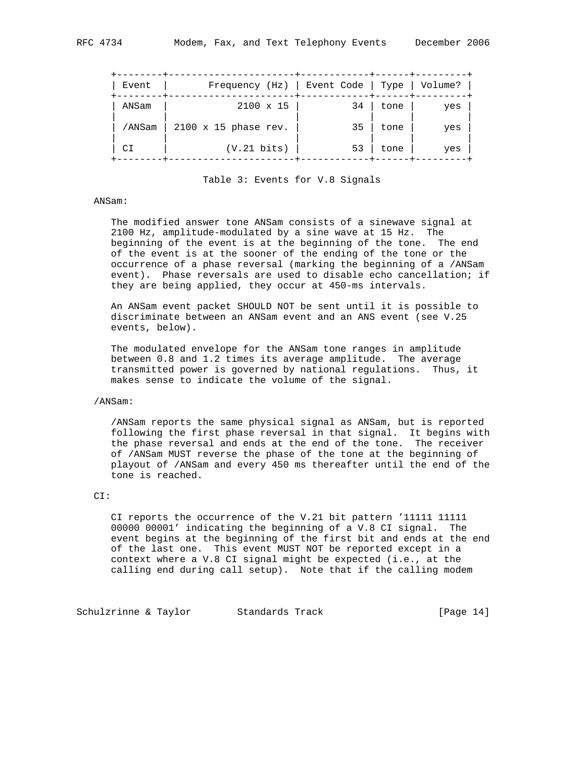| Event | Frequency (Hz) | Event Code | Type | Volume? |
|---|---|---|---|---|
| ANSam | 2100 x 15 | 34 | tone | yes |
| /ANSam | 2100 x 15 phase rev. | 35 | tone | yes |
| CI | (V.21 bits) | 53 | tone | yes |

Table 3: Events for V.8 Signals

ANSam:

The modified answer tone ANSam consists of a sinewave signal at 2100 Hz, amplitude-modulated by a sine wave at 15 Hz. The beginning of the event is at the beginning of the tone. The end of the event is at the sooner of the ending of the tone or the occurrence of a phase reversal (marking the beginning of a /ANSam event). Phase reversals are used to disable echo cancellation; if they are being applied, they occur at 450-ms intervals.

An ANSam event packet SHOULD NOT be sent until it is possible to discriminate between an ANSam event and an ANS event (see V.25 events, below).

The modulated envelope for the ANSam tone ranges in amplitude between 0.8 and 1.2 times its average amplitude. The average transmitted power is governed by national regulations. Thus, it makes sense to indicate the volume of the signal.

/ANSam:

/ANSam reports the same physical signal as ANSam, but is reported following the first phase reversal in that signal. It begins with the phase reversal and ends at the end of the tone. The receiver of /ANSam MUST reverse the phase of the tone at the beginning of playout of /ANSam and every 450 ms thereafter until the end of the tone is reached.

CI:

CI reports the occurrence of the V.21 bit pattern '11111 11111 00000 00001' indicating the beginning of a V.8 CI signal. The event begins at the beginning of the first bit and ends at the end of the last one. This event MUST NOT be reported except in a context where a V.8 CI signal might be expected (i.e., at the calling end during call setup). Note that if the calling modem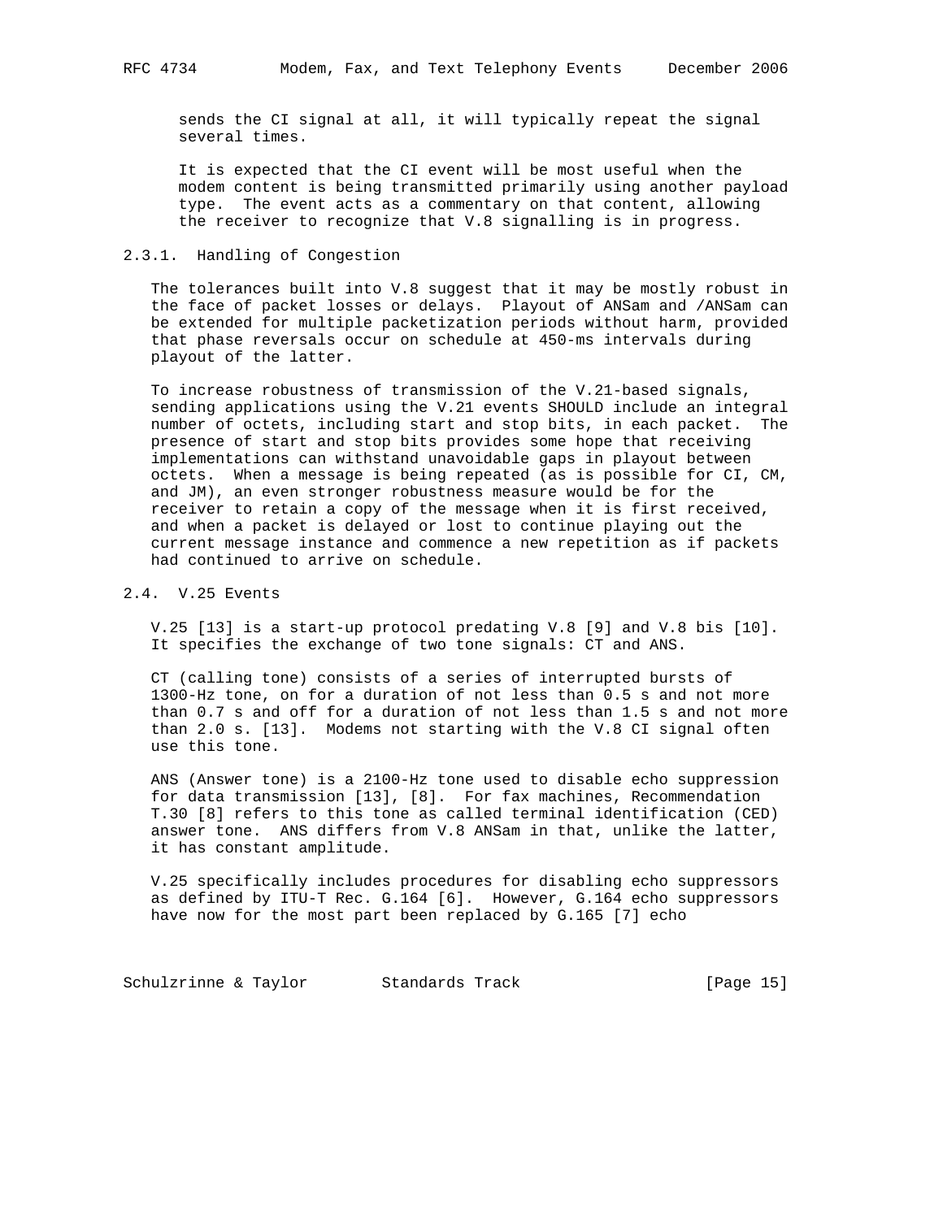sends the CI signal at all, it will typically repeat the signal several times.

It is expected that the CI event will be most useful when the modem content is being transmitted primarily using another payload type. The event acts as a commentary on that content, allowing the receiver to recognize that V.8 signalling is in progress.

### 2.3.1. Handling of Congestion

The tolerances built into V.8 suggest that it may be mostly robust in the face of packet losses or delays. Playout of ANSam and /ANSam can be extended for multiple packetization periods without harm, provided that phase reversals occur on schedule at 450-ms intervals during playout of the latter.

To increase robustness of transmission of the V.21-based signals, sending applications using the V.21 events SHOULD include an integral number of octets, including start and stop bits, in each packet. The presence of start and stop bits provides some hope that receiving implementations can withstand unavoidable gaps in playout between octets. When a message is being repeated (as is possible for CI, CM, and JM), an even stronger robustness measure would be for the receiver to retain a copy of the message when it is first received, and when a packet is delayed or lost to continue playing out the current message instance and commence a new repetition as if packets had continued to arrive on schedule.

## 2.4. V.25 Events

V.25 [13] is a start-up protocol predating V.8 [9] and V.8 bis [10]. It specifies the exchange of two tone signals: CT and ANS.

CT (calling tone) consists of a series of interrupted bursts of 1300-Hz tone, on for a duration of not less than 0.5 s and not more than 0.7 s and off for a duration of not less than 1.5 s and not more than 2.0 s. [13]. Modems not starting with the V.8 CI signal often use this tone.

ANS (Answer tone) is a 2100-Hz tone used to disable echo suppression for data transmission [13], [8]. For fax machines, Recommendation T.30 [8] refers to this tone as called terminal identification (CED) answer tone. ANS differs from V.8 ANSam in that, unlike the latter, it has constant amplitude.

V.25 specifically includes procedures for disabling echo suppressors as defined by ITU-T Rec. G.164 [6]. However, G.164 echo suppressors have now for the most part been replaced by G.165 [7] echo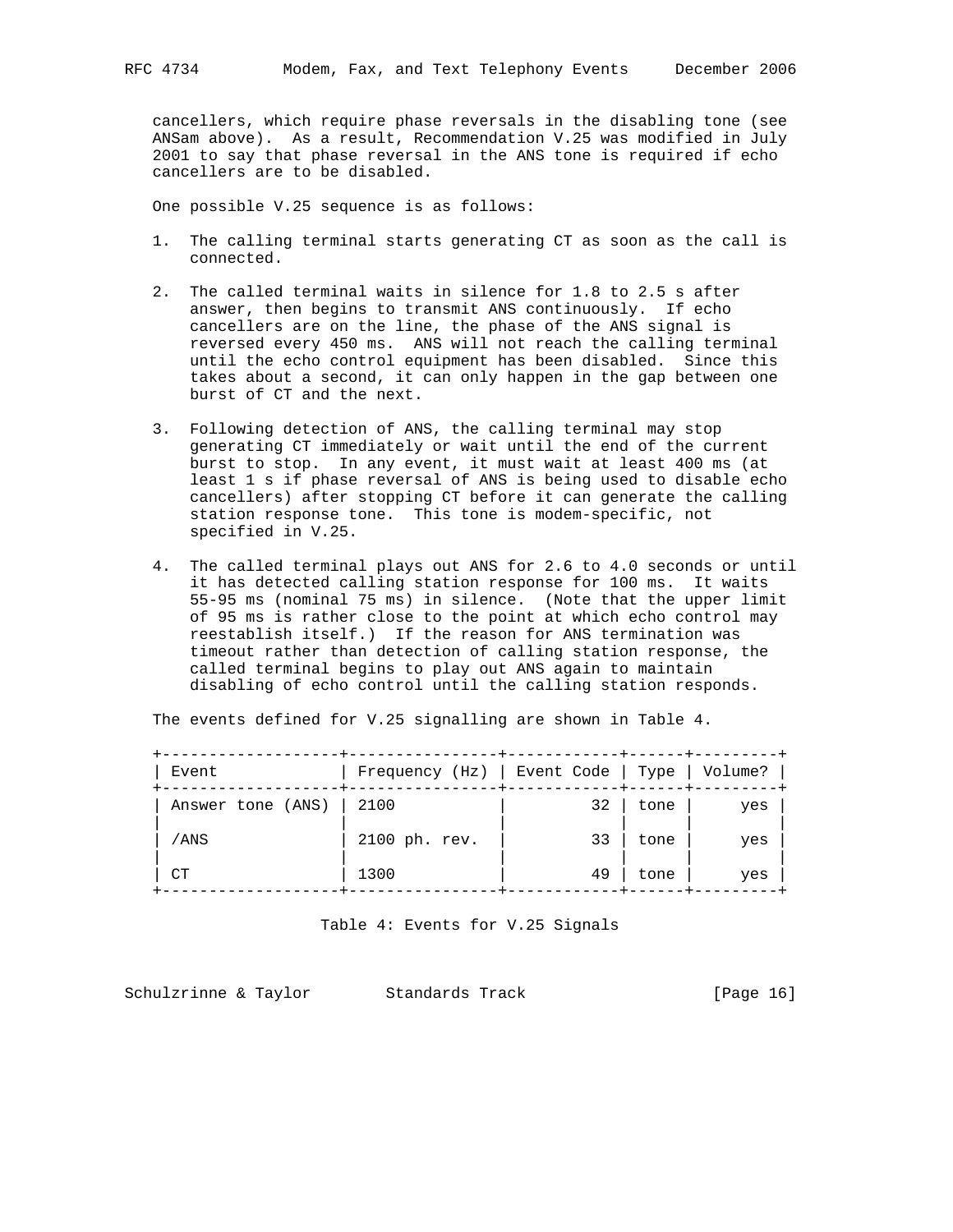cancellers, which require phase reversals in the disabling tone (see ANSam above). As a result, Recommendation V.25 was modified in July 2001 to say that phase reversal in the ANS tone is required if echo cancellers are to be disabled.

One possible V.25 sequence is as follows:

1. The calling terminal starts generating CT as soon as the call is connected.

2. The called terminal waits in silence for 1.8 to 2.5 s after answer, then begins to transmit ANS continuously. If echo cancellers are on the line, the phase of the ANS signal is reversed every 450 ms. ANS will not reach the calling terminal until the echo control equipment has been disabled. Since this takes about a second, it can only happen in the gap between one burst of CT and the next.

3. Following detection of ANS, the calling terminal may stop generating CT immediately or wait until the end of the current burst to stop. In any event, it must wait at least 400 ms (at least 1 s if phase reversal of ANS is being used to disable echo cancellers) after stopping CT before it can generate the calling station response tone. This tone is modem-specific, not specified in V.25.

4. The called terminal plays out ANS for 2.6 to 4.0 seconds or until it has detected calling station response for 100 ms. It waits 55-95 ms (nominal 75 ms) in silence. (Note that the upper limit of 95 ms is rather close to the point at which echo control may reestablish itself.) If the reason for ANS termination was timeout rather than detection of calling station response, the called terminal begins to play out ANS again to maintain disabling of echo control until the calling station responds.

The events defined for V.25 signalling are shown in Table 4.

| Event | Frequency (Hz) | Event Code | Type | Volume? |
|---|---|---|---|---|
| Answer tone (ANS) | 2100 | 32 | tone | yes |
| /ANS | 2100 ph. rev. | 33 | tone | yes |
| CT | 1300 | 49 | tone | yes |

Table 4: Events for V.25 Signals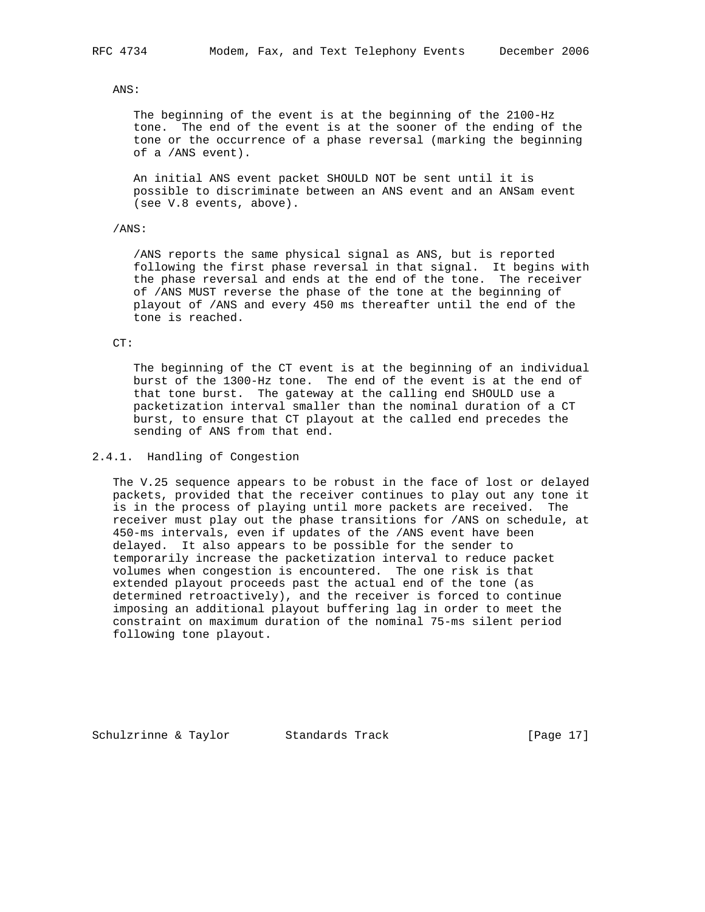ANS:

The beginning of the event is at the beginning of the 2100-Hz tone. The end of the event is at the sooner of the ending of the tone or the occurrence of a phase reversal (marking the beginning of a /ANS event).

An initial ANS event packet SHOULD NOT be sent until it is possible to discriminate between an ANS event and an ANSam event (see V.8 events, above).

/ANS:

/ANS reports the same physical signal as ANS, but is reported following the first phase reversal in that signal. It begins with the phase reversal and ends at the end of the tone. The receiver of /ANS MUST reverse the phase of the tone at the beginning of playout of /ANS and every 450 ms thereafter until the end of the tone is reached.

CT:

The beginning of the CT event is at the beginning of an individual burst of the 1300-Hz tone. The end of the event is at the end of that tone burst. The gateway at the calling end SHOULD use a packetization interval smaller than the nominal duration of a CT burst, to ensure that CT playout at the called end precedes the sending of ANS from that end.

#### 2.4.1. Handling of Congestion

The V.25 sequence appears to be robust in the face of lost or delayed packets, provided that the receiver continues to play out any tone it is in the process of playing until more packets are received. The receiver must play out the phase transitions for /ANS on schedule, at 450-ms intervals, even if updates of the /ANS event have been delayed. It also appears to be possible for the sender to temporarily increase the packetization interval to reduce packet volumes when congestion is encountered. The one risk is that extended playout proceeds past the actual end of the tone (as determined retroactively), and the receiver is forced to continue imposing an additional playout buffering lag in order to meet the constraint on maximum duration of the nominal 75-ms silent period following tone playout.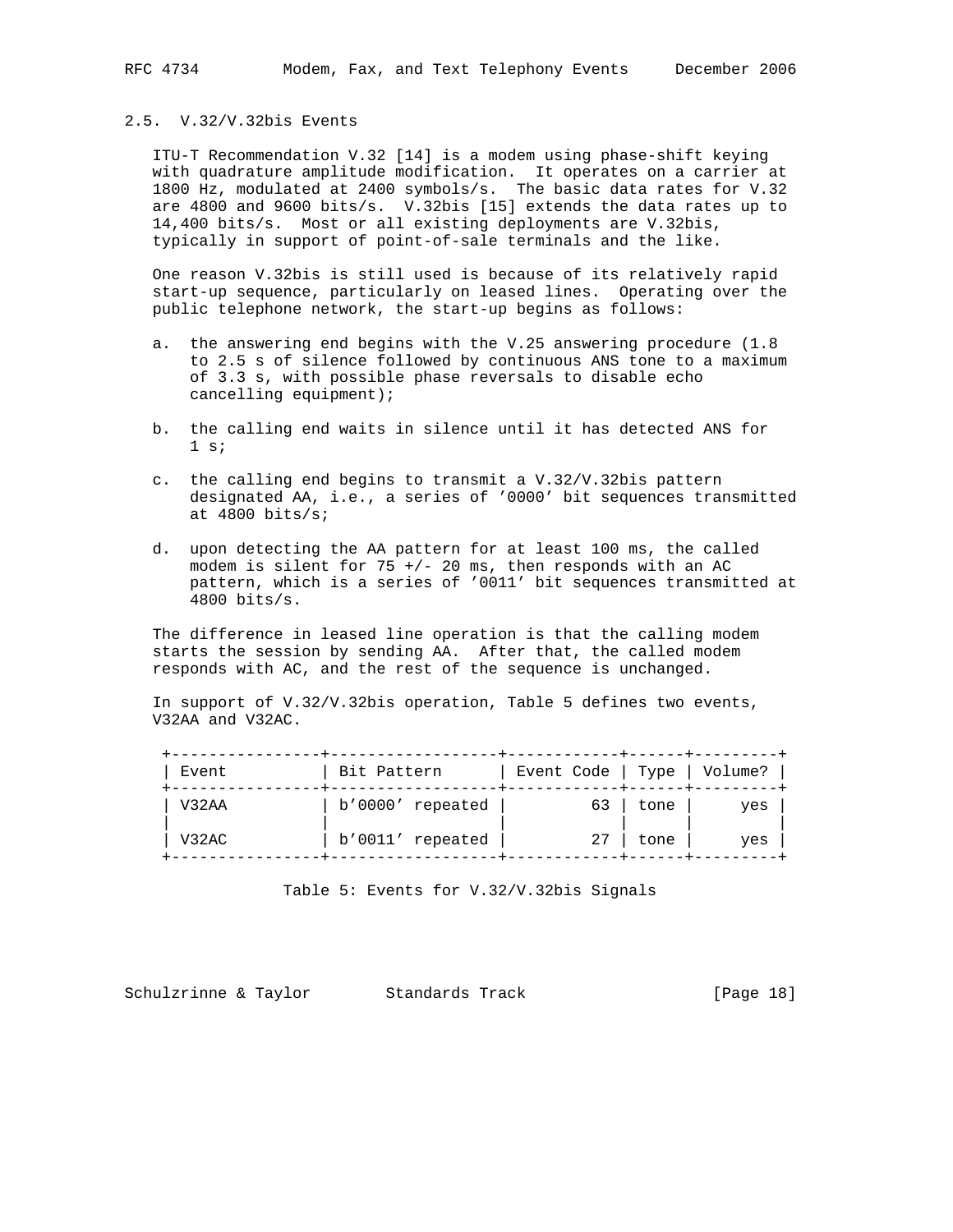## 2.5. V.32/V.32bis Events

ITU-T Recommendation V.32 [14] is a modem using phase-shift keying with quadrature amplitude modification. It operates on a carrier at 1800 Hz, modulated at 2400 symbols/s. The basic data rates for V.32 are 4800 and 9600 bits/s. V.32bis [15] extends the data rates up to 14,400 bits/s. Most or all existing deployments are V.32bis, typically in support of point-of-sale terminals and the like.

One reason V.32bis is still used is because of its relatively rapid start-up sequence, particularly on leased lines. Operating over the public telephone network, the start-up begins as follows:

a. the answering end begins with the V.25 answering procedure (1.8 to 2.5 s of silence followed by continuous ANS tone to a maximum of 3.3 s, with possible phase reversals to disable echo cancelling equipment);

b. the calling end waits in silence until it has detected ANS for 1 s;

c. the calling end begins to transmit a V.32/V.32bis pattern designated AA, i.e., a series of '0000' bit sequences transmitted at 4800 bits/s;

d. upon detecting the AA pattern for at least 100 ms, the called modem is silent for 75 +/- 20 ms, then responds with an AC pattern, which is a series of '0011' bit sequences transmitted at 4800 bits/s.

The difference in leased line operation is that the calling modem starts the session by sending AA. After that, the called modem responds with AC, and the rest of the sequence is unchanged.

In support of V.32/V.32bis operation, Table 5 defines two events, V32AA and V32AC.

| Event | Bit Pattern | Event Code | Type | Volume? |
|---|---|---|---|---|
| V32AA | b'0000' repeated | 63 | tone | yes |
| V32AC | b'0011' repeated | 27 | tone | yes |

Table 5: Events for V.32/V.32bis Signals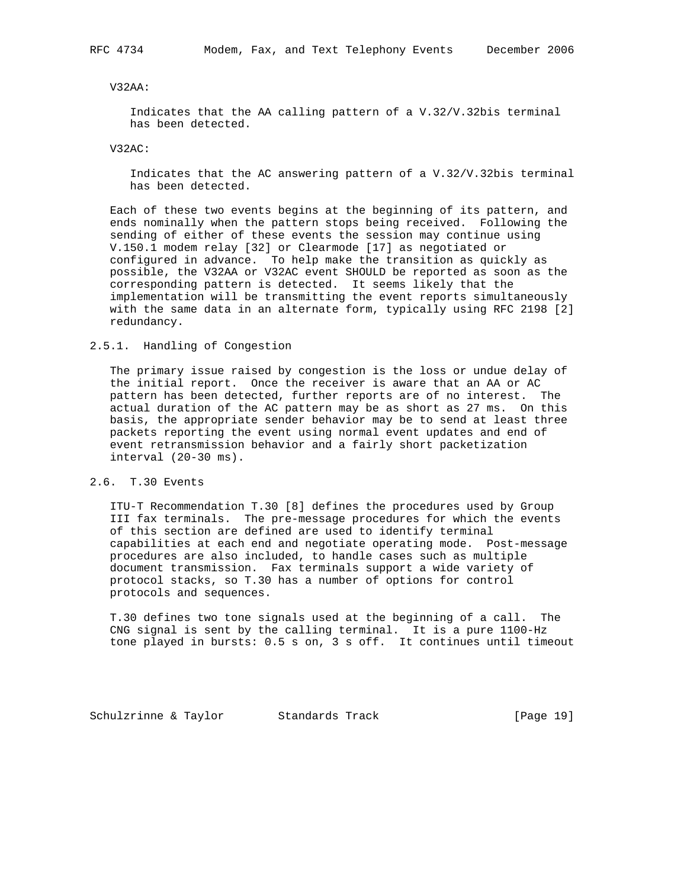V32AA:

Indicates that the AA calling pattern of a V.32/V.32bis terminal has been detected.

V32AC:

Indicates that the AC answering pattern of a V.32/V.32bis terminal has been detected.

Each of these two events begins at the beginning of its pattern, and ends nominally when the pattern stops being received. Following the sending of either of these events the session may continue using V.150.1 modem relay [32] or Clearmode [17] as negotiated or configured in advance. To help make the transition as quickly as possible, the V32AA or V32AC event SHOULD be reported as soon as the corresponding pattern is detected. It seems likely that the implementation will be transmitting the event reports simultaneously with the same data in an alternate form, typically using RFC 2198 [2] redundancy.

### 2.5.1. Handling of Congestion

The primary issue raised by congestion is the loss or undue delay of the initial report. Once the receiver is aware that an AA or AC pattern has been detected, further reports are of no interest. The actual duration of the AC pattern may be as short as 27 ms. On this basis, the appropriate sender behavior may be to send at least three packets reporting the event using normal event updates and end of event retransmission behavior and a fairly short packetization interval (20-30 ms).

## 2.6. T.30 Events

ITU-T Recommendation T.30 [8] defines the procedures used by Group III fax terminals. The pre-message procedures for which the events of this section are defined are used to identify terminal capabilities at each end and negotiate operating mode. Post-message procedures are also included, to handle cases such as multiple document transmission. Fax terminals support a wide variety of protocol stacks, so T.30 has a number of options for control protocols and sequences.

T.30 defines two tone signals used at the beginning of a call. The CNG signal is sent by the calling terminal. It is a pure 1100-Hz tone played in bursts: 0.5 s on, 3 s off. It continues until timeout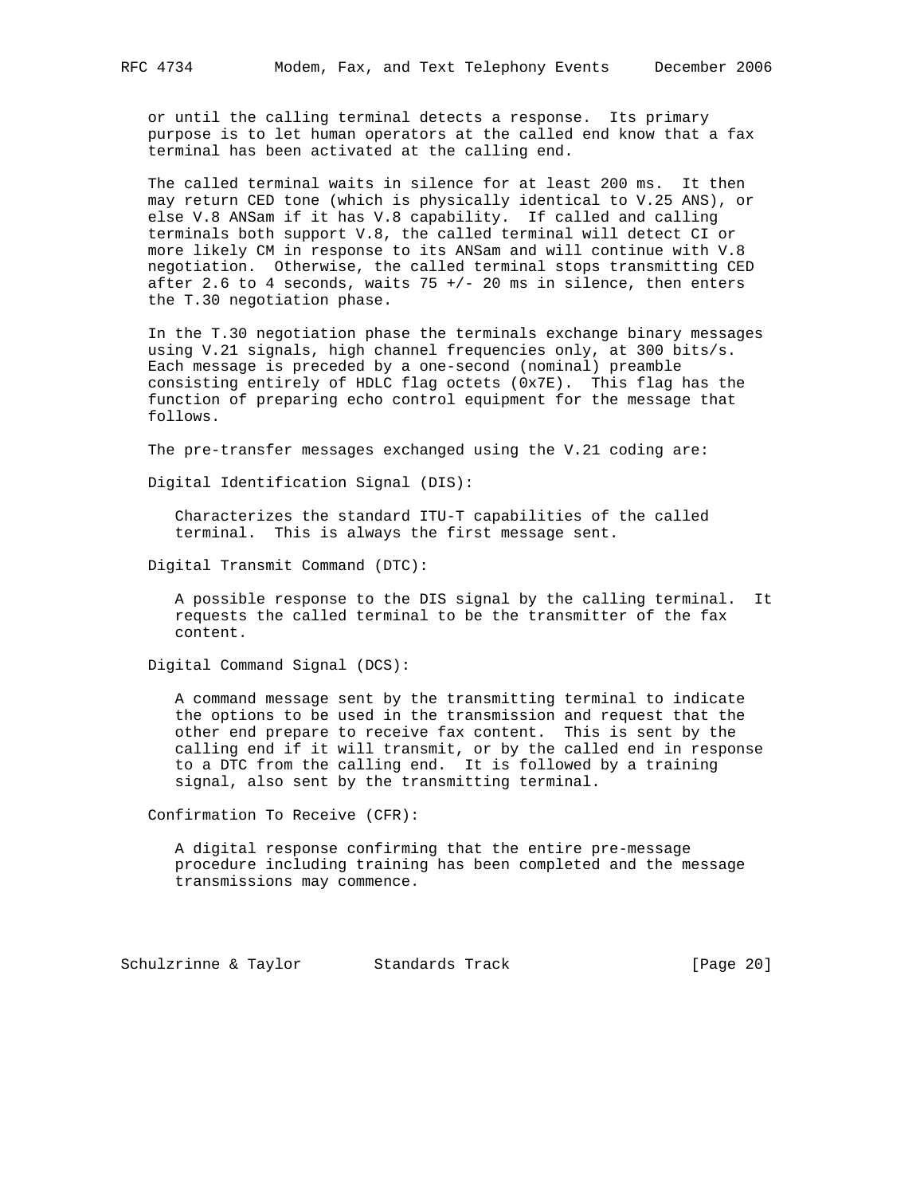or until the calling terminal detects a response. Its primary purpose is to let human operators at the called end know that a fax terminal has been activated at the calling end.

The called terminal waits in silence for at least 200 ms. It then may return CED tone (which is physically identical to V.25 ANS), or else V.8 ANSam if it has V.8 capability. If called and calling terminals both support V.8, the called terminal will detect CI or more likely CM in response to its ANSam and will continue with V.8 negotiation. Otherwise, the called terminal stops transmitting CED after 2.6 to 4 seconds, waits 75 +/- 20 ms in silence, then enters the T.30 negotiation phase.

In the T.30 negotiation phase the terminals exchange binary messages using V.21 signals, high channel frequencies only, at 300 bits/s. Each message is preceded by a one-second (nominal) preamble consisting entirely of HDLC flag octets (0x7E). This flag has the function of preparing echo control equipment for the message that follows.

The pre-transfer messages exchanged using the V.21 coding are:

Digital Identification Signal (DIS):

> Characterizes the standard ITU-T capabilities of the called terminal. This is always the first message sent.

Digital Transmit Command (DTC):

> A possible response to the DIS signal by the calling terminal. It requests the called terminal to be the transmitter of the fax content.

Digital Command Signal (DCS):

> A command message sent by the transmitting terminal to indicate the options to be used in the transmission and request that the other end prepare to receive fax content. This is sent by the calling end if it will transmit, or by the called end in response to a DTC from the calling end. It is followed by a training signal, also sent by the transmitting terminal.

Confirmation To Receive (CFR):

> A digital response confirming that the entire pre-message procedure including training has been completed and the message transmissions may commence.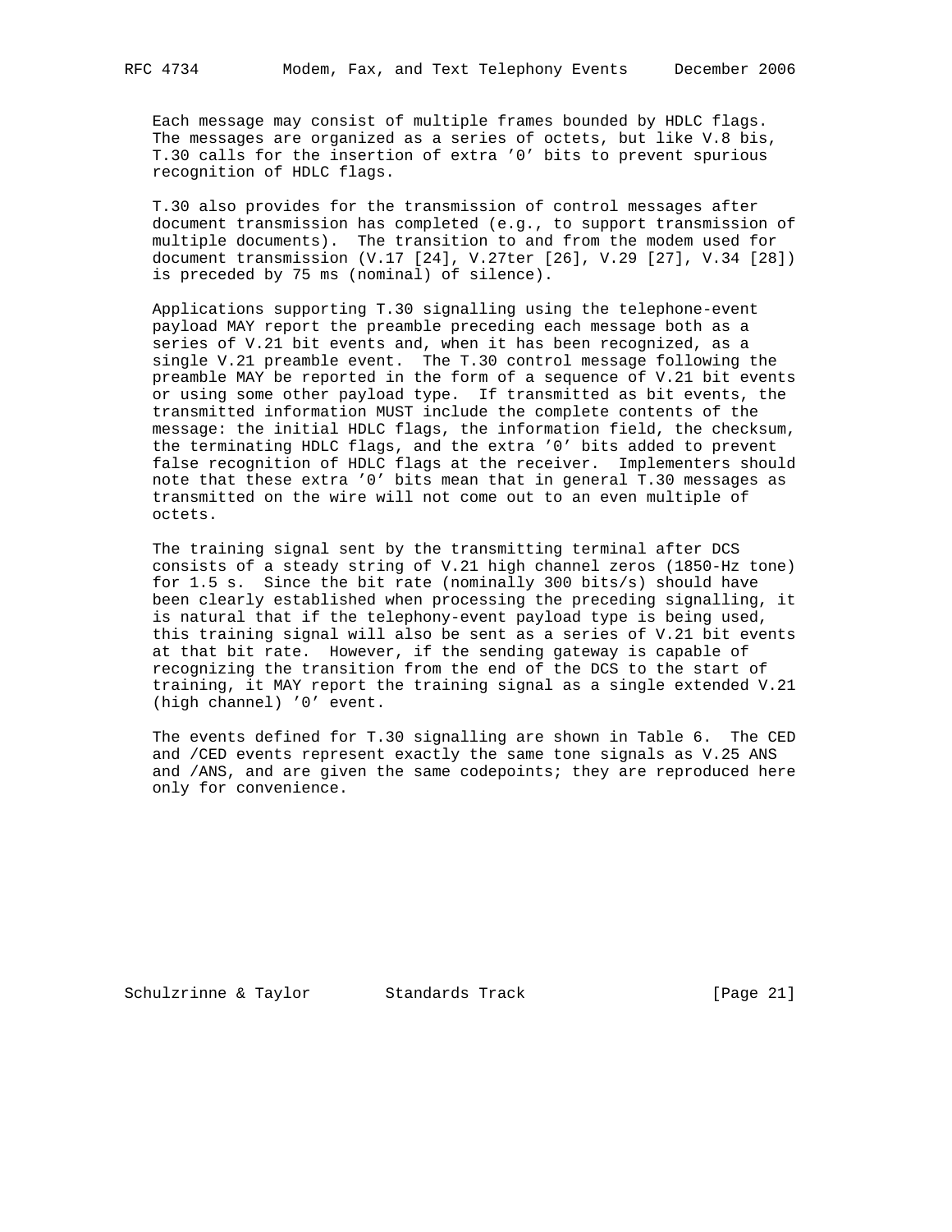Each message may consist of multiple frames bounded by HDLC flags. The messages are organized as a series of octets, but like V.8 bis, T.30 calls for the insertion of extra '0' bits to prevent spurious recognition of HDLC flags.

T.30 also provides for the transmission of control messages after document transmission has completed (e.g., to support transmission of multiple documents). The transition to and from the modem used for document transmission (V.17 [24], V.27ter [26], V.29 [27], V.34 [28]) is preceded by 75 ms (nominal) of silence).

Applications supporting T.30 signalling using the telephone-event payload MAY report the preamble preceding each message both as a series of V.21 bit events and, when it has been recognized, as a single V.21 preamble event. The T.30 control message following the preamble MAY be reported in the form of a sequence of V.21 bit events or using some other payload type. If transmitted as bit events, the transmitted information MUST include the complete contents of the message: the initial HDLC flags, the information field, the checksum, the terminating HDLC flags, and the extra '0' bits added to prevent false recognition of HDLC flags at the receiver. Implementers should note that these extra '0' bits mean that in general T.30 messages as transmitted on the wire will not come out to an even multiple of octets.

The training signal sent by the transmitting terminal after DCS consists of a steady string of V.21 high channel zeros (1850-Hz tone) for 1.5 s. Since the bit rate (nominally 300 bits/s) should have been clearly established when processing the preceding signalling, it is natural that if the telephony-event payload type is being used, this training signal will also be sent as a series of V.21 bit events at that bit rate. However, if the sending gateway is capable of recognizing the transition from the end of the DCS to the start of training, it MAY report the training signal as a single extended V.21 (high channel) '0' event.

The events defined for T.30 signalling are shown in Table 6. The CED and /CED events represent exactly the same tone signals as V.25 ANS and /ANS, and are given the same codepoints; they are reproduced here only for convenience.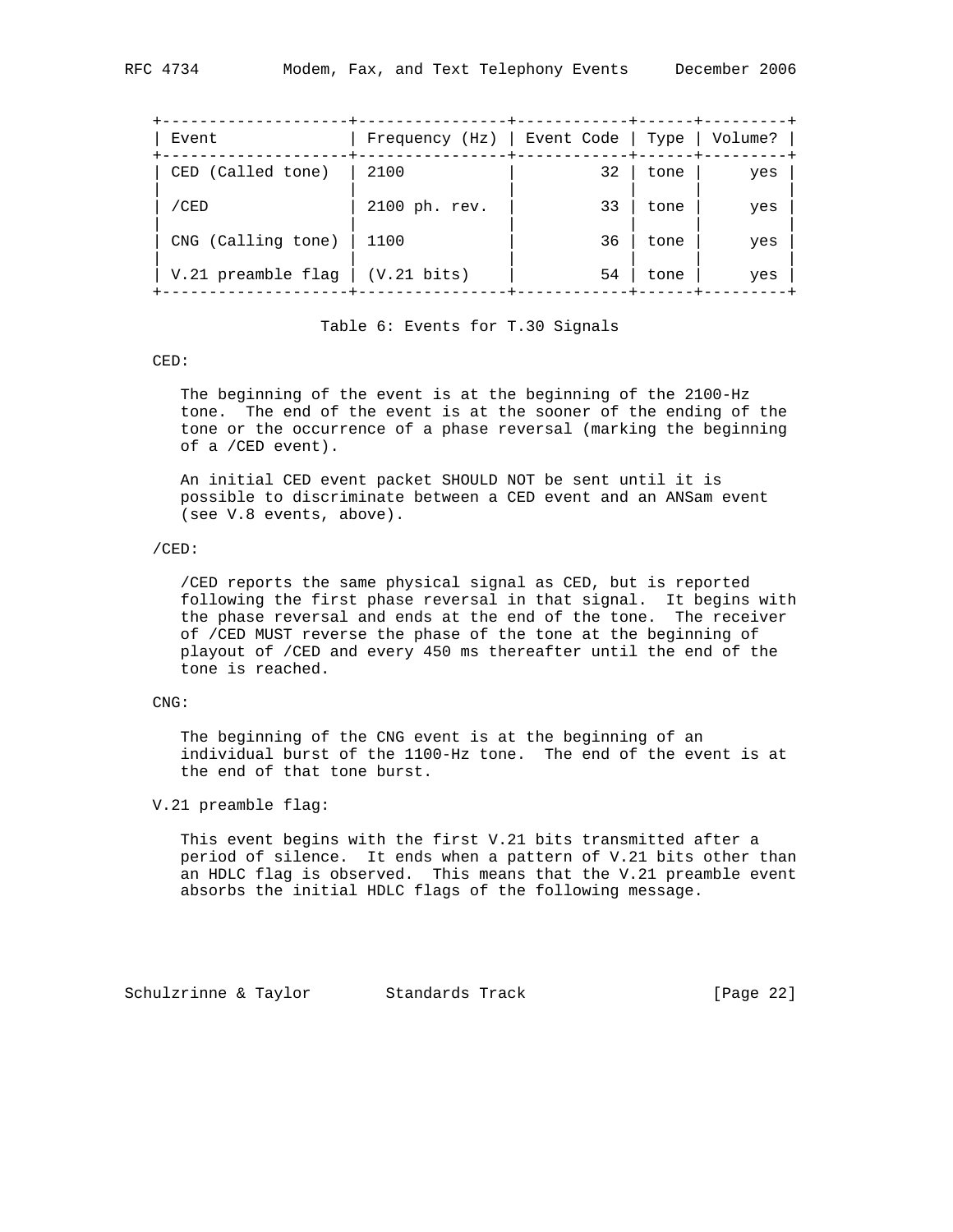| Event | Frequency (Hz) | Event Code | Type | Volume? |
|---|---|---|---|---|
| CED (Called tone) | 2100 | 32 | tone | yes |
| /CED | 2100 ph. rev. | 33 | tone | yes |
| CNG (Calling tone) | 1100 | 36 | tone | yes |
| V.21 preamble flag | (V.21 bits) | 54 | tone | yes |

Table 6: Events for T.30 Signals

CED:

The beginning of the event is at the beginning of the 2100-Hz tone. The end of the event is at the sooner of the ending of the tone or the occurrence of a phase reversal (marking the beginning of a /CED event).

An initial CED event packet SHOULD NOT be sent until it is possible to discriminate between a CED event and an ANSam event (see V.8 events, above).

/CED:

/CED reports the same physical signal as CED, but is reported following the first phase reversal in that signal. It begins with the phase reversal and ends at the end of the tone. The receiver of /CED MUST reverse the phase of the tone at the beginning of playout of /CED and every 450 ms thereafter until the end of the tone is reached.

CNG:

The beginning of the CNG event is at the beginning of an individual burst of the 1100-Hz tone. The end of the event is at the end of that tone burst.

V.21 preamble flag:

This event begins with the first V.21 bits transmitted after a period of silence. It ends when a pattern of V.21 bits other than an HDLC flag is observed. This means that the V.21 preamble event absorbs the initial HDLC flags of the following message.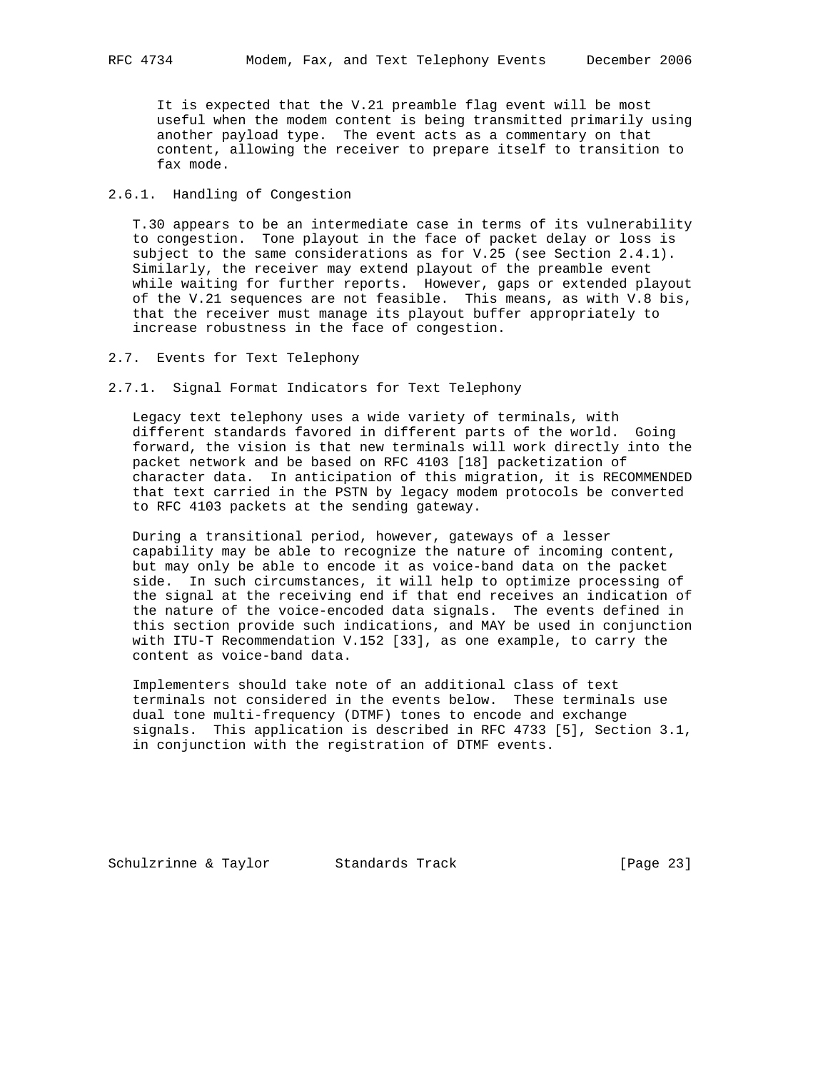It is expected that the V.21 preamble flag event will be most useful when the modem content is being transmitted primarily using another payload type. The event acts as a commentary on that content, allowing the receiver to prepare itself to transition to fax mode.

#### 2.6.1. Handling of Congestion

T.30 appears to be an intermediate case in terms of its vulnerability to congestion. Tone playout in the face of packet delay or loss is subject to the same considerations as for V.25 (see Section 2.4.1). Similarly, the receiver may extend playout of the preamble event while waiting for further reports. However, gaps or extended playout of the V.21 sequences are not feasible. This means, as with V.8 bis, that the receiver must manage its playout buffer appropriately to increase robustness in the face of congestion.

### 2.7. Events for Text Telephony

#### 2.7.1. Signal Format Indicators for Text Telephony

Legacy text telephony uses a wide variety of terminals, with different standards favored in different parts of the world. Going forward, the vision is that new terminals will work directly into the packet network and be based on RFC 4103 [18] packetization of character data. In anticipation of this migration, it is RECOMMENDED that text carried in the PSTN by legacy modem protocols be converted to RFC 4103 packets at the sending gateway.

During a transitional period, however, gateways of a lesser capability may be able to recognize the nature of incoming content, but may only be able to encode it as voice-band data on the packet side. In such circumstances, it will help to optimize processing of the signal at the receiving end if that end receives an indication of the nature of the voice-encoded data signals. The events defined in this section provide such indications, and MAY be used in conjunction with ITU-T Recommendation V.152 [33], as one example, to carry the content as voice-band data.

Implementers should take note of an additional class of text terminals not considered in the events below. These terminals use dual tone multi-frequency (DTMF) tones to encode and exchange signals. This application is described in RFC 4733 [5], Section 3.1, in conjunction with the registration of DTMF events.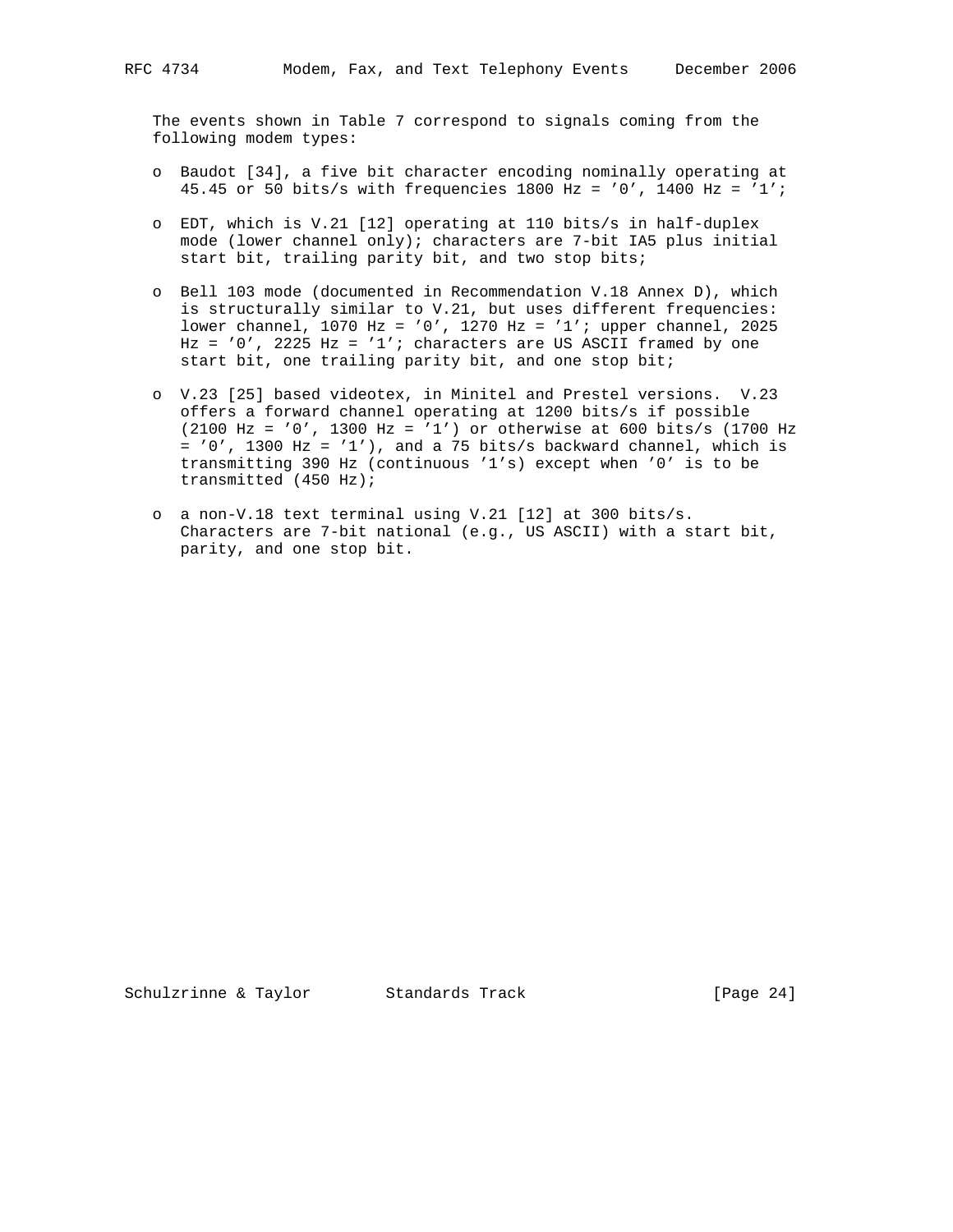The events shown in Table 7 correspond to signals coming from the following modem types:

- Baudot [34], a five bit character encoding nominally operating at 45.45 or 50 bits/s with frequencies 1800 Hz = '0', 1400 Hz = '1';
- EDT, which is V.21 [12] operating at 110 bits/s in half-duplex mode (lower channel only); characters are 7-bit IA5 plus initial start bit, trailing parity bit, and two stop bits;
- Bell 103 mode (documented in Recommendation V.18 Annex D), which is structurally similar to V.21, but uses different frequencies: lower channel, 1070 Hz = '0', 1270 Hz = '1'; upper channel, 2025 Hz = '0', 2225 Hz = '1'; characters are US ASCII framed by one start bit, one trailing parity bit, and one stop bit;
- V.23 [25] based videotex, in Minitel and Prestel versions. V.23 offers a forward channel operating at 1200 bits/s if possible (2100 Hz = '0', 1300 Hz = '1') or otherwise at 600 bits/s (1700 Hz = '0', 1300 Hz = '1'), and a 75 bits/s backward channel, which is transmitting 390 Hz (continuous '1's) except when '0' is to be transmitted (450 Hz);
- a non-V.18 text terminal using V.21 [12] at 300 bits/s. Characters are 7-bit national (e.g., US ASCII) with a start bit, parity, and one stop bit.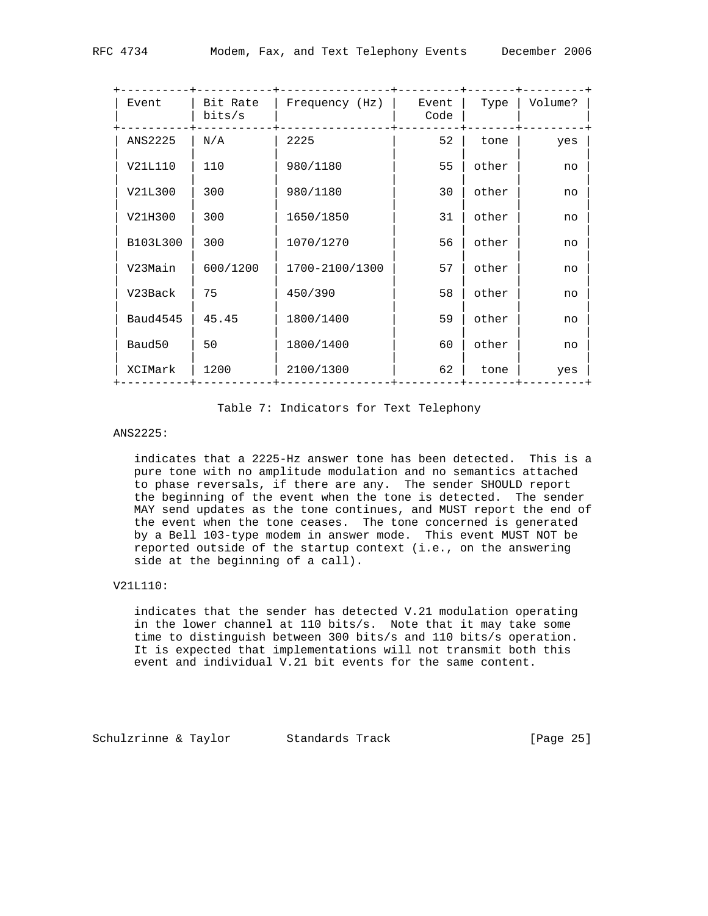| Event | Bit Rate bits/s | Frequency (Hz) | Event Code | Type | Volume? |
|---|---|---|---|---|---|
| ANS2225 | N/A | 2225 | 52 | tone | yes |
| V21L110 | 110 | 980/1180 | 55 | other | no |
| V21L300 | 300 | 980/1180 | 30 | other | no |
| V21H300 | 300 | 1650/1850 | 31 | other | no |
| B103L300 | 300 | 1070/1270 | 56 | other | no |
| V23Main | 600/1200 | 1700-2100/1300 | 57 | other | no |
| V23Back | 75 | 450/390 | 58 | other | no |
| Baud4545 | 45.45 | 1800/1400 | 59 | other | no |
| Baud50 | 50 | 1800/1400 | 60 | other | no |
| XCIMark | 1200 | 2100/1300 | 62 | tone | yes |

Table 7: Indicators for Text Telephony

ANS2225:

indicates that a 2225-Hz answer tone has been detected. This is a pure tone with no amplitude modulation and no semantics attached to phase reversals, if there are any. The sender SHOULD report the beginning of the event when the tone is detected. The sender MAY send updates as the tone continues, and MUST report the end of the event when the tone ceases. The tone concerned is generated by a Bell 103-type modem in answer mode. This event MUST NOT be reported outside of the startup context (i.e., on the answering side at the beginning of a call).

V21L110:

indicates that the sender has detected V.21 modulation operating in the lower channel at 110 bits/s. Note that it may take some time to distinguish between 300 bits/s and 110 bits/s operation. It is expected that implementations will not transmit both this event and individual V.21 bit events for the same content.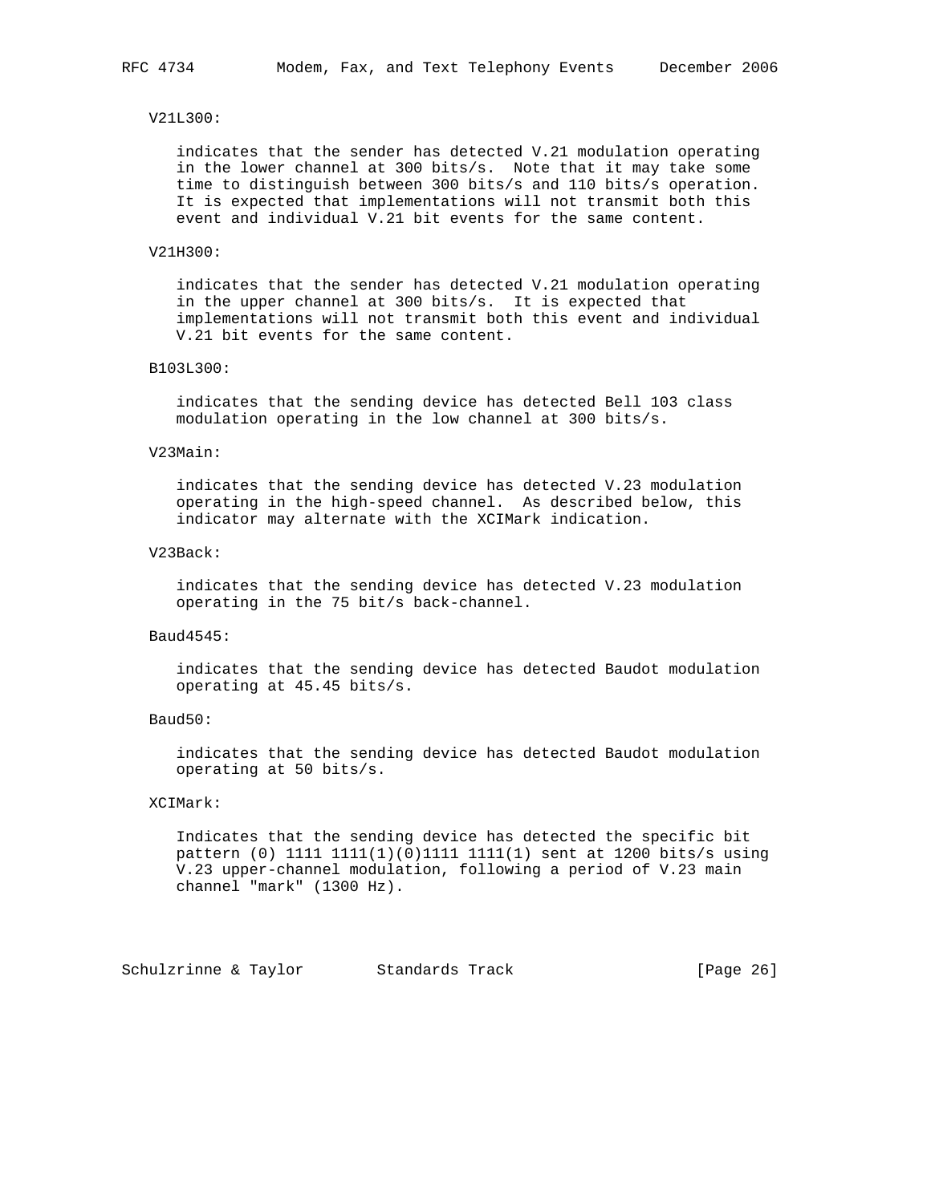V21L300:

indicates that the sender has detected V.21 modulation operating in the lower channel at 300 bits/s. Note that it may take some time to distinguish between 300 bits/s and 110 bits/s operation. It is expected that implementations will not transmit both this event and individual V.21 bit events for the same content.

V21H300:

indicates that the sender has detected V.21 modulation operating in the upper channel at 300 bits/s. It is expected that implementations will not transmit both this event and individual V.21 bit events for the same content.

B103L300:

indicates that the sending device has detected Bell 103 class modulation operating in the low channel at 300 bits/s.

V23Main:

indicates that the sending device has detected V.23 modulation operating in the high-speed channel. As described below, this indicator may alternate with the XCIMark indication.

V23Back:

indicates that the sending device has detected V.23 modulation operating in the 75 bit/s back-channel.

Baud4545:

indicates that the sending device has detected Baudot modulation operating at 45.45 bits/s.

Baud50:

indicates that the sending device has detected Baudot modulation operating at 50 bits/s.

XCIMark:

Indicates that the sending device has detected the specific bit pattern (0) 1111 1111(1)(0)1111 1111(1) sent at 1200 bits/s using V.23 upper-channel modulation, following a period of V.23 main channel "mark" (1300 Hz).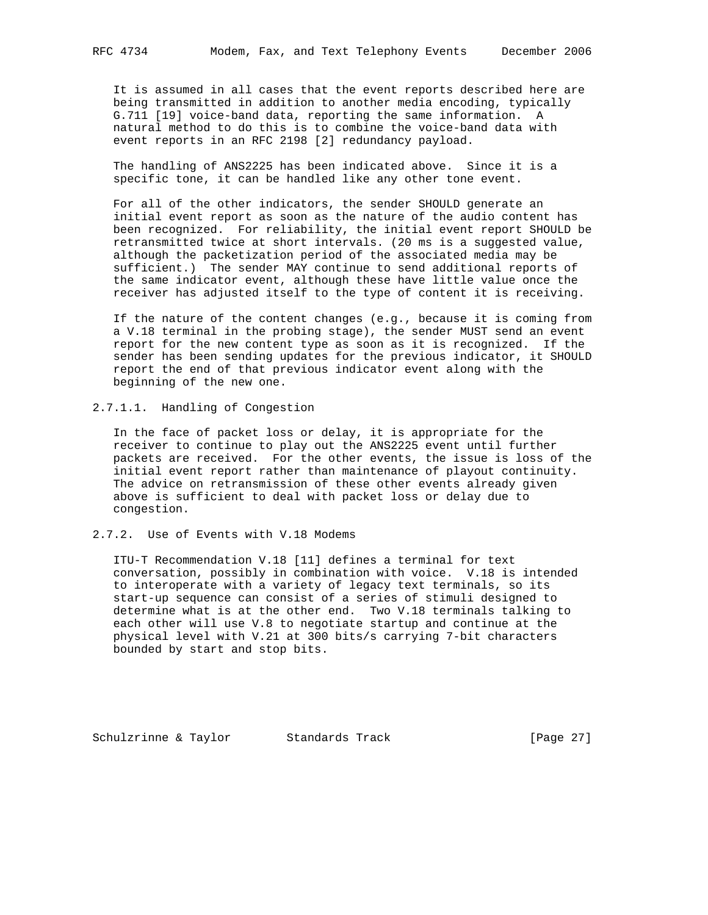It is assumed in all cases that the event reports described here are being transmitted in addition to another media encoding, typically G.711 [19] voice-band data, reporting the same information. A natural method to do this is to combine the voice-band data with event reports in an RFC 2198 [2] redundancy payload.

The handling of ANS2225 has been indicated above. Since it is a specific tone, it can be handled like any other tone event.

For all of the other indicators, the sender SHOULD generate an initial event report as soon as the nature of the audio content has been recognized. For reliability, the initial event report SHOULD be retransmitted twice at short intervals. (20 ms is a suggested value, although the packetization period of the associated media may be sufficient.) The sender MAY continue to send additional reports of the same indicator event, although these have little value once the receiver has adjusted itself to the type of content it is receiving.

If the nature of the content changes (e.g., because it is coming from a V.18 terminal in the probing stage), the sender MUST send an event report for the new content type as soon as it is recognized. If the sender has been sending updates for the previous indicator, it SHOULD report the end of that previous indicator event along with the beginning of the new one.

#### 2.7.1.1. Handling of Congestion

In the face of packet loss or delay, it is appropriate for the receiver to continue to play out the ANS2225 event until further packets are received. For the other events, the issue is loss of the initial event report rather than maintenance of playout continuity. The advice on retransmission of these other events already given above is sufficient to deal with packet loss or delay due to congestion.

### 2.7.2. Use of Events with V.18 Modems

ITU-T Recommendation V.18 [11] defines a terminal for text conversation, possibly in combination with voice. V.18 is intended to interoperate with a variety of legacy text terminals, so its start-up sequence can consist of a series of stimuli designed to determine what is at the other end. Two V.18 terminals talking to each other will use V.8 to negotiate startup and continue at the physical level with V.21 at 300 bits/s carrying 7-bit characters bounded by start and stop bits.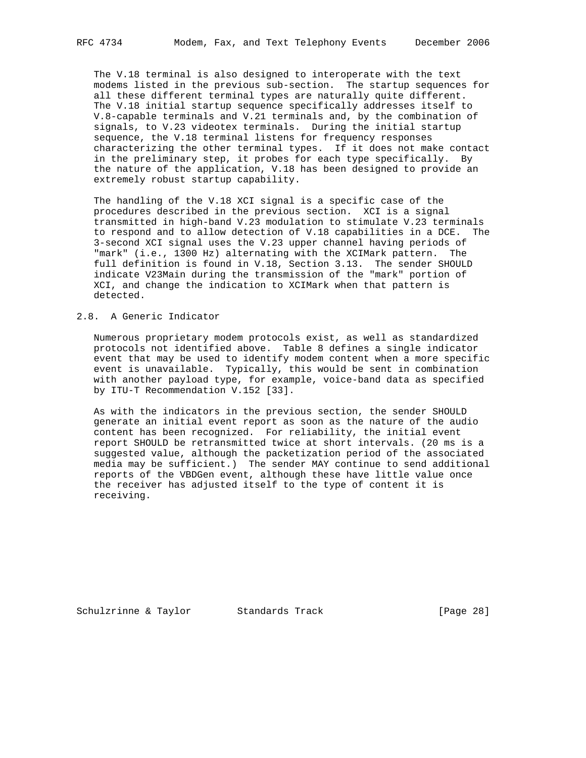The V.18 terminal is also designed to interoperate with the text modems listed in the previous sub-section. The startup sequences for all these different terminal types are naturally quite different. The V.18 initial startup sequence specifically addresses itself to V.8-capable terminals and V.21 terminals and, by the combination of signals, to V.23 videotex terminals. During the initial startup sequence, the V.18 terminal listens for frequency responses characterizing the other terminal types. If it does not make contact in the preliminary step, it probes for each type specifically. By the nature of the application, V.18 has been designed to provide an extremely robust startup capability.

The handling of the V.18 XCI signal is a specific case of the procedures described in the previous section. XCI is a signal transmitted in high-band V.23 modulation to stimulate V.23 terminals to respond and to allow detection of V.18 capabilities in a DCE. The 3-second XCI signal uses the V.23 upper channel having periods of "mark" (i.e., 1300 Hz) alternating with the XCIMark pattern. The full definition is found in V.18, Section 3.13. The sender SHOULD indicate V23Main during the transmission of the "mark" portion of XCI, and change the indication to XCIMark when that pattern is detected.

## 2.8. A Generic Indicator

Numerous proprietary modem protocols exist, as well as standardized protocols not identified above. Table 8 defines a single indicator event that may be used to identify modem content when a more specific event is unavailable. Typically, this would be sent in combination with another payload type, for example, voice-band data as specified by ITU-T Recommendation V.152 [33].

As with the indicators in the previous section, the sender SHOULD generate an initial event report as soon as the nature of the audio content has been recognized. For reliability, the initial event report SHOULD be retransmitted twice at short intervals. (20 ms is a suggested value, although the packetization period of the associated media may be sufficient.) The sender MAY continue to send additional reports of the VBDGen event, although these have little value once the receiver has adjusted itself to the type of content it is receiving.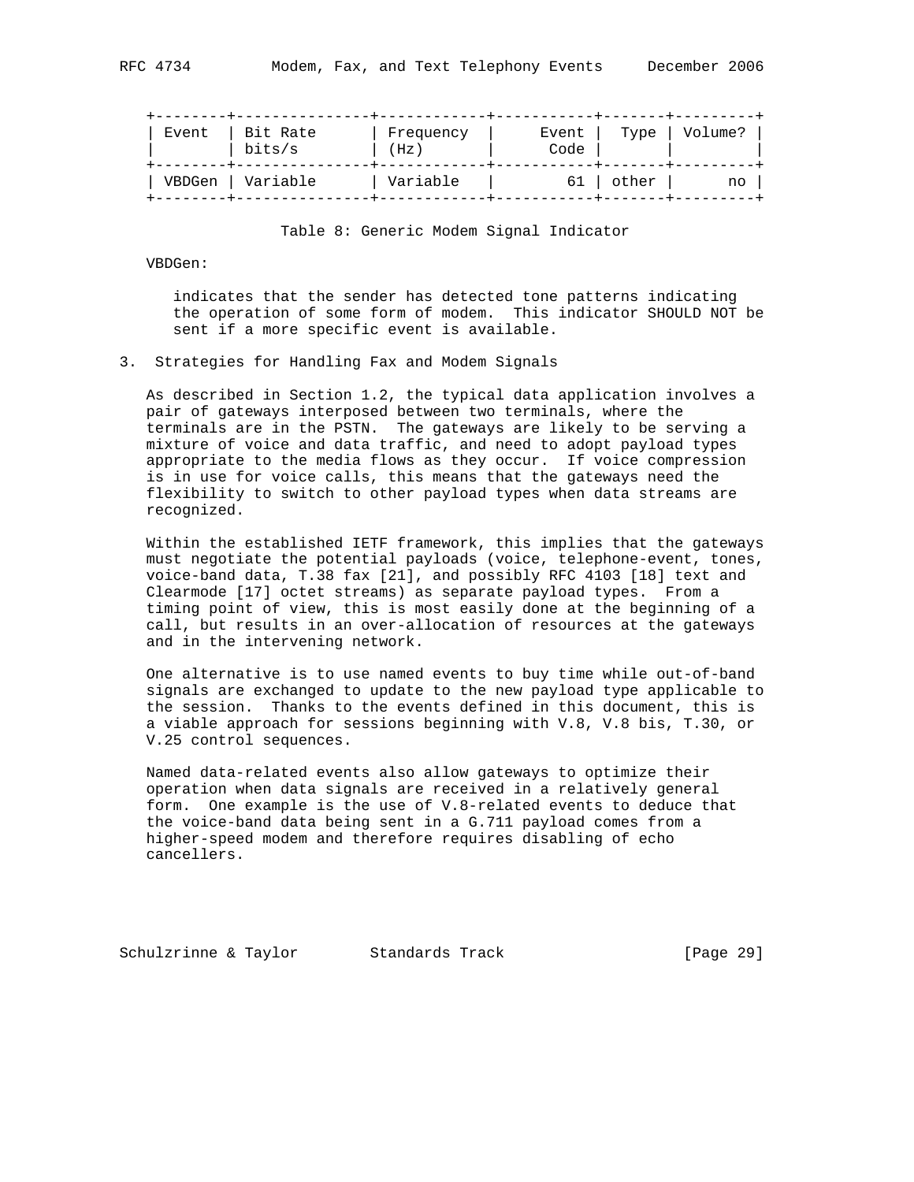| Event | Bit Rate bits/s | Frequency (Hz) | Event Code | Type | Volume? |
|---|---|---|---|---|---|
| VBDGen | Variable | Variable | 61 | other | no |

Table 8: Generic Modem Signal Indicator

VBDGen:

indicates that the sender has detected tone patterns indicating the operation of some form of modem. This indicator SHOULD NOT be sent if a more specific event is available.

## 3. Strategies for Handling Fax and Modem Signals

As described in Section 1.2, the typical data application involves a pair of gateways interposed between two terminals, where the terminals are in the PSTN. The gateways are likely to be serving a mixture of voice and data traffic, and need to adopt payload types appropriate to the media flows as they occur. If voice compression is in use for voice calls, this means that the gateways need the flexibility to switch to other payload types when data streams are recognized.

Within the established IETF framework, this implies that the gateways must negotiate the potential payloads (voice, telephone-event, tones, voice-band data, T.38 fax [21], and possibly RFC 4103 [18] text and Clearmode [17] octet streams) as separate payload types. From a timing point of view, this is most easily done at the beginning of a call, but results in an over-allocation of resources at the gateways and in the intervening network.

One alternative is to use named events to buy time while out-of-band signals are exchanged to update to the new payload type applicable to the session. Thanks to the events defined in this document, this is a viable approach for sessions beginning with V.8, V.8 bis, T.30, or V.25 control sequences.

Named data-related events also allow gateways to optimize their operation when data signals are received in a relatively general form. One example is the use of V.8-related events to deduce that the voice-band data being sent in a G.711 payload comes from a higher-speed modem and therefore requires disabling of echo cancellers.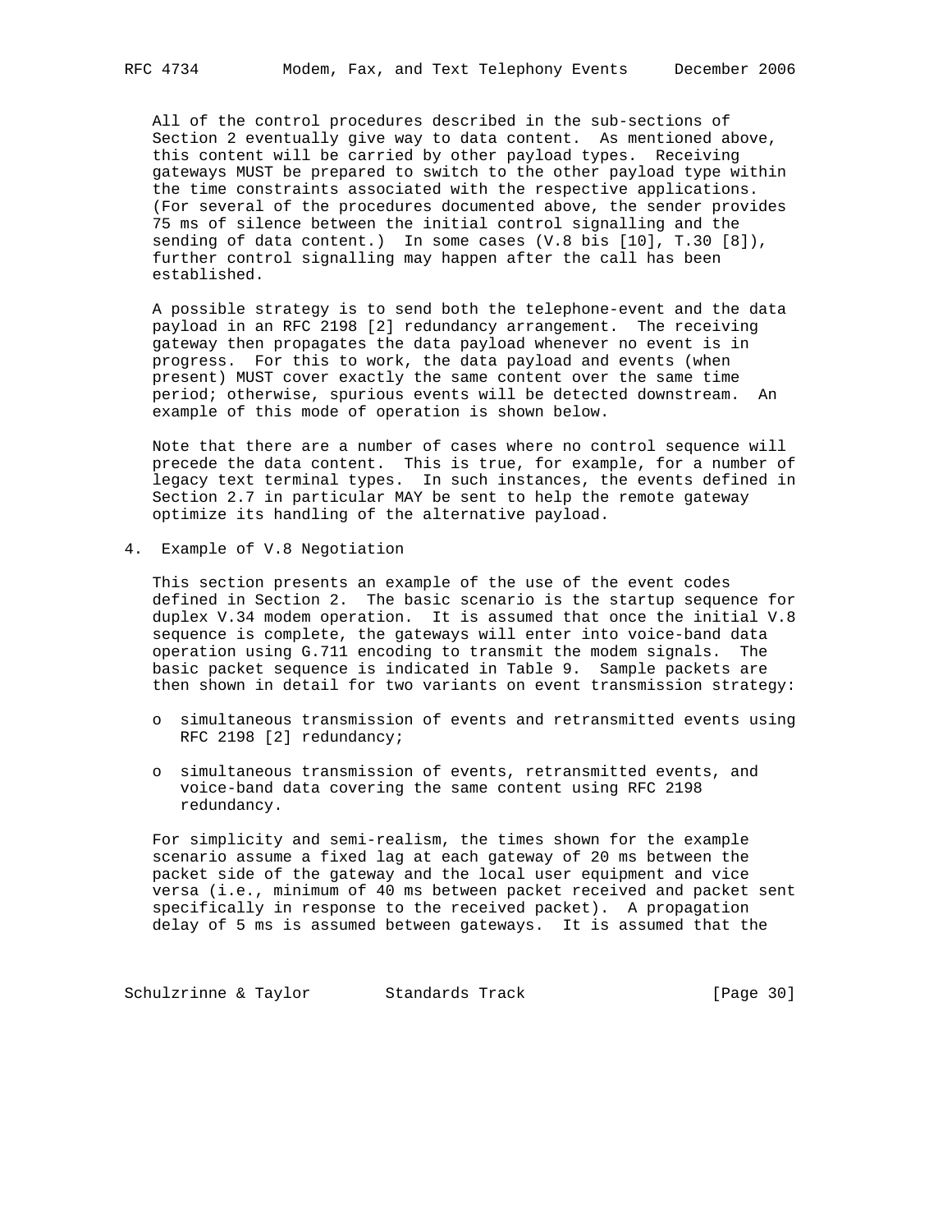All of the control procedures described in the sub-sections of Section 2 eventually give way to data content. As mentioned above, this content will be carried by other payload types. Receiving gateways MUST be prepared to switch to the other payload type within the time constraints associated with the respective applications. (For several of the procedures documented above, the sender provides 75 ms of silence between the initial control signalling and the sending of data content.) In some cases (V.8 bis [10], T.30 [8]), further control signalling may happen after the call has been established.

A possible strategy is to send both the telephone-event and the data payload in an RFC 2198 [2] redundancy arrangement. The receiving gateway then propagates the data payload whenever no event is in progress. For this to work, the data payload and events (when present) MUST cover exactly the same content over the same time period; otherwise, spurious events will be detected downstream. An example of this mode of operation is shown below.

Note that there are a number of cases where no control sequence will precede the data content. This is true, for example, for a number of legacy text terminal types. In such instances, the events defined in Section 2.7 in particular MAY be sent to help the remote gateway optimize its handling of the alternative payload.

## 4. Example of V.8 Negotiation

This section presents an example of the use of the event codes defined in Section 2. The basic scenario is the startup sequence for duplex V.34 modem operation. It is assumed that once the initial V.8 sequence is complete, the gateways will enter into voice-band data operation using G.711 encoding to transmit the modem signals. The basic packet sequence is indicated in Table 9. Sample packets are then shown in detail for two variants on event transmission strategy:

- simultaneous transmission of events and retransmitted events using RFC 2198 [2] redundancy;
- simultaneous transmission of events, retransmitted events, and voice-band data covering the same content using RFC 2198 redundancy.

For simplicity and semi-realism, the times shown for the example scenario assume a fixed lag at each gateway of 20 ms between the packet side of the gateway and the local user equipment and vice versa (i.e., minimum of 40 ms between packet received and packet sent specifically in response to the received packet). A propagation delay of 5 ms is assumed between gateways. It is assumed that the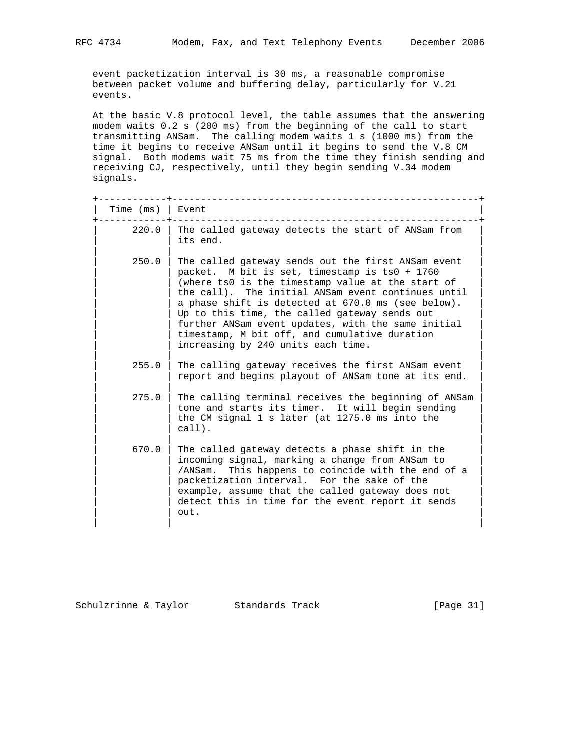event packetization interval is 30 ms, a reasonable compromise between packet volume and buffering delay, particularly for V.21 events.

At the basic V.8 protocol level, the table assumes that the answering modem waits 0.2 s (200 ms) from the beginning of the call to start transmitting ANSam. The calling modem waits 1 s (1000 ms) from the time it begins to receive ANSam until it begins to send the V.8 CM signal. Both modems wait 75 ms from the time they finish sending and receiving CJ, respectively, until they begin sending V.34 modem signals.

| Time (ms) | Event |
|---|---|
| 220.0 | The called gateway detects the start of ANSam from its end. |
| 250.0 | The called gateway sends out the first ANSam event packet. M bit is set, timestamp is ts0 + 1760 (where ts0 is the timestamp value at the start of the call). The initial ANSam event continues until a phase shift is detected at 670.0 ms (see below). Up to this time, the called gateway sends out further ANSam event updates, with the same initial timestamp, M bit off, and cumulative duration increasing by 240 units each time. |
| 255.0 | The calling gateway receives the first ANSam event report and begins playout of ANSam tone at its end. |
| 275.0 | The calling terminal receives the beginning of ANSam tone and starts its timer. It will begin sending the CM signal 1 s later (at 1275.0 ms into the call). |
| 670.0 | The called gateway detects a phase shift in the incoming signal, marking a change from ANSam to /ANSam. This happens to coincide with the end of a packetization interval. For the sake of the example, assume that the called gateway does not detect this in time for the event report it sends out. |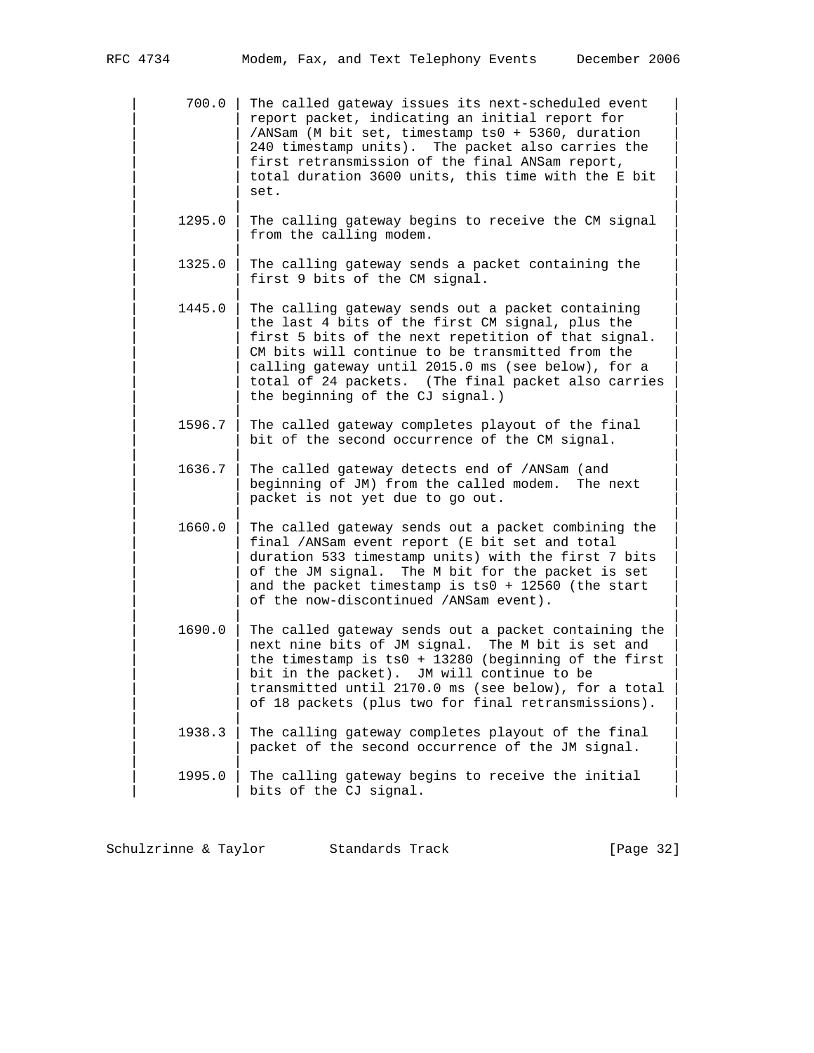| Time (ms) | Event |
|---|---|
| 700.0 | The called gateway issues its next-scheduled event report packet, indicating an initial report for /ANSam (M bit set, timestamp ts0 + 5360, duration 240 timestamp units). The packet also carries the first retransmission of the final ANSam report, total duration 3600 units, this time with the E bit set. |
| 1295.0 | The calling gateway begins to receive the CM signal from the calling modem. |
| 1325.0 | The calling gateway sends a packet containing the first 9 bits of the CM signal. |
| 1445.0 | The calling gateway sends out a packet containing the last 4 bits of the first CM signal, plus the first 5 bits of the next repetition of that signal. CM bits will continue to be transmitted from the calling gateway until 2015.0 ms (see below), for a total of 24 packets. (The final packet also carries the beginning of the CJ signal.) |
| 1596.7 | The called gateway completes playout of the final bit of the second occurrence of the CM signal. |
| 1636.7 | The called gateway detects end of /ANSam (and beginning of JM) from the called modem. The next packet is not yet due to go out. |
| 1660.0 | The called gateway sends out a packet combining the final /ANSam event report (E bit set and total duration 533 timestamp units) with the first 7 bits of the JM signal. The M bit for the packet is set and the packet timestamp is ts0 + 12560 (the start of the now-discontinued /ANSam event). |
| 1690.0 | The called gateway sends out a packet containing the next nine bits of JM signal. The M bit is set and the timestamp is ts0 + 13280 (beginning of the first bit in the packet). JM will continue to be transmitted until 2170.0 ms (see below), for a total of 18 packets (plus two for final retransmissions). |
| 1938.3 | The calling gateway completes playout of the final packet of the second occurrence of the JM signal. |
| 1995.0 | The calling gateway begins to receive the initial bits of the CJ signal. |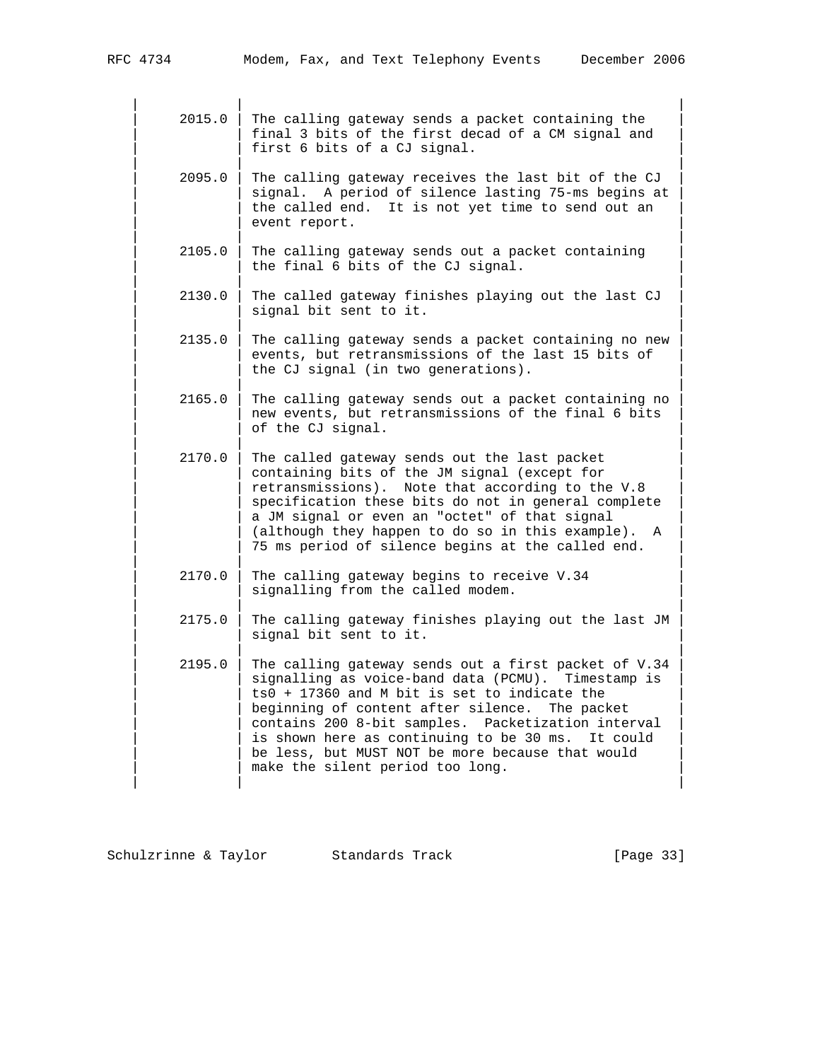| Time (ms) | Event |
|---|---|
| 2015.0 | The calling gateway sends a packet containing the final 3 bits of the first decad of a CM signal and first 6 bits of a CJ signal. |
| 2095.0 | The calling gateway receives the last bit of the CJ signal. A period of silence lasting 75-ms begins at the called end. It is not yet time to send out an event report. |
| 2105.0 | The calling gateway sends out a packet containing the final 6 bits of the CJ signal. |
| 2130.0 | The called gateway finishes playing out the last CJ signal bit sent to it. |
| 2135.0 | The calling gateway sends a packet containing no new events, but retransmissions of the last 15 bits of the CJ signal (in two generations). |
| 2165.0 | The calling gateway sends out a packet containing no new events, but retransmissions of the final 6 bits of the CJ signal. |
| 2170.0 | The called gateway sends out the last packet containing bits of the JM signal (except for retransmissions). Note that according to the V.8 specification these bits do not in general complete a JM signal or even an "octet" of that signal (although they happen to do so in this example). A 75 ms period of silence begins at the called end. |
| 2170.0 | The calling gateway begins to receive V.34 signalling from the called modem. |
| 2175.0 | The calling gateway finishes playing out the last JM signal bit sent to it. |
| 2195.0 | The calling gateway sends out a first packet of V.34 signalling as voice-band data (PCMU). Timestamp is ts0 + 17360 and M bit is set to indicate the beginning of content after silence. The packet contains 200 8-bit samples. Packetization interval is shown here as continuing to be 30 ms. It could be less, but MUST NOT be more because that would make the silent period too long. |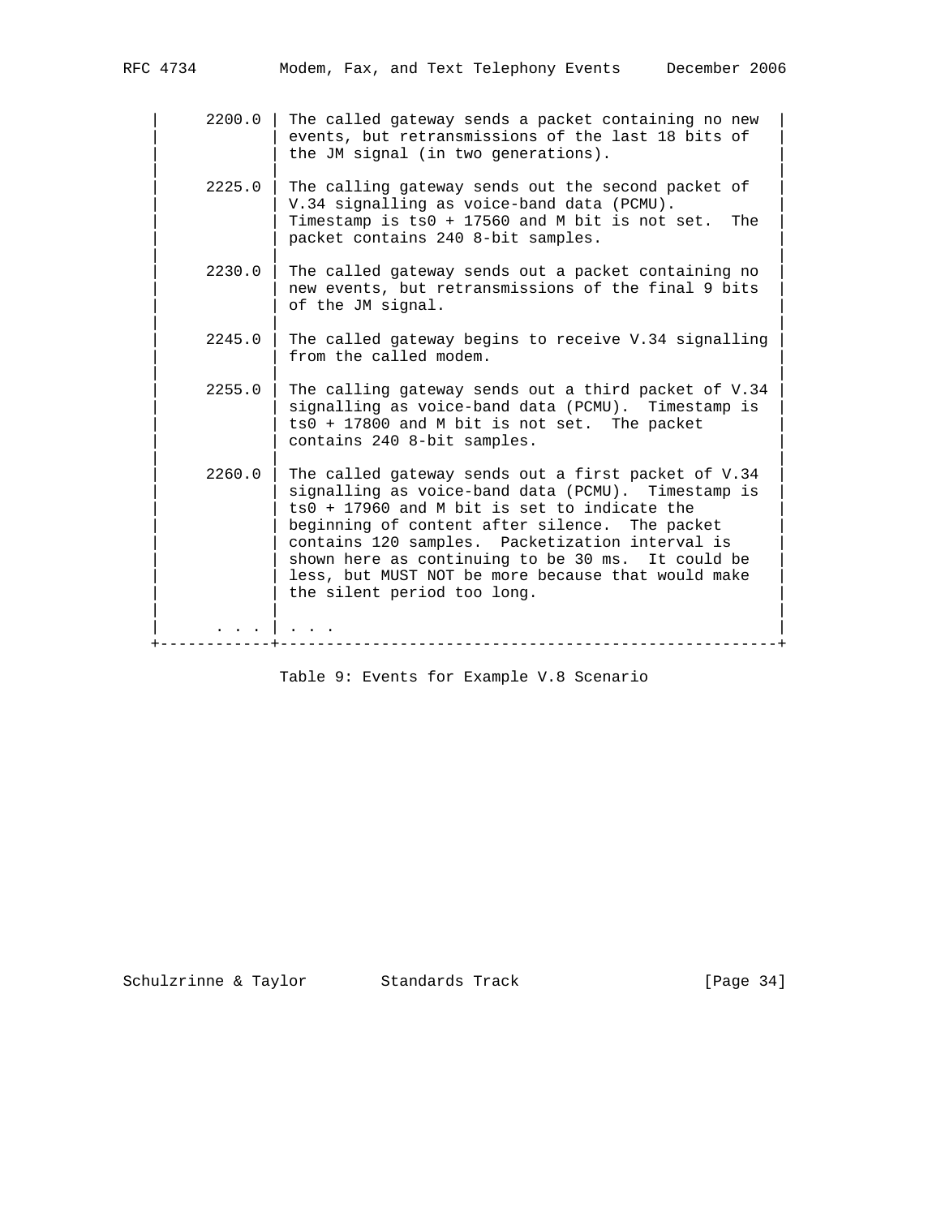| | |
|---|---|
| 2200.0 | The called gateway sends a packet containing no new events, but retransmissions of the last 18 bits of the JM signal (in two generations). |
| 2225.0 | The calling gateway sends out the second packet of V.34 signalling as voice-band data (PCMU). Timestamp is ts0 + 17560 and M bit is not set. The packet contains 240 8-bit samples. |
| 2230.0 | The called gateway sends out a packet containing no new events, but retransmissions of the final 9 bits of the JM signal. |
| 2245.0 | The called gateway begins to receive V.34 signalling from the called modem. |
| 2255.0 | The calling gateway sends out a third packet of V.34 signalling as voice-band data (PCMU). Timestamp is ts0 + 17800 and M bit is not set. The packet contains 240 8-bit samples. |
| 2260.0 | The called gateway sends out a first packet of V.34 signalling as voice-band data (PCMU). Timestamp is ts0 + 17960 and M bit is set to indicate the beginning of content after silence. The packet contains 120 samples. Packetization interval is shown here as continuing to be 30 ms. It could be less, but MUST NOT be more because that would make the silent period too long. |
| . . . | . . . |

Table 9: Events for Example V.8 Scenario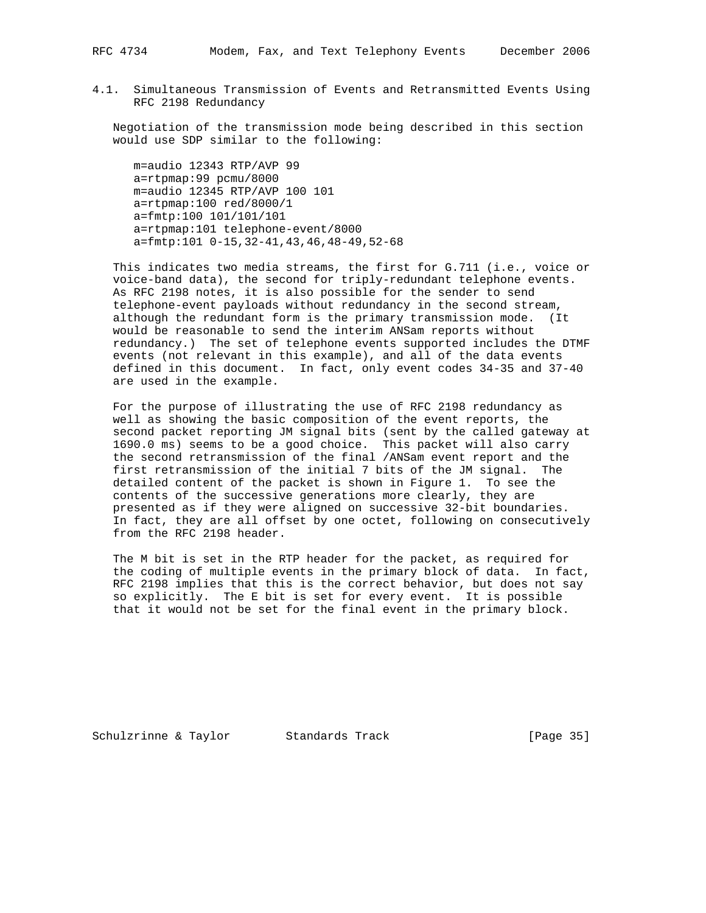### 4.1. Simultaneous Transmission of Events and Retransmitted Events Using RFC 2198 Redundancy

Negotiation of the transmission mode being described in this section would use SDP similar to the following:

```
m=audio 12343 RTP/AVP 99
a=rtpmap:99 pcmu/8000
m=audio 12345 RTP/AVP 100 101
a=rtpmap:100 red/8000/1
a=fmtp:100 101/101/101
a=rtpmap:101 telephone-event/8000
a=fmtp:101 0-15,32-41,43,46,48-49,52-68
```

This indicates two media streams, the first for G.711 (i.e., voice or voice-band data), the second for triply-redundant telephone events. As RFC 2198 notes, it is also possible for the sender to send telephone-event payloads without redundancy in the second stream, although the redundant form is the primary transmission mode. (It would be reasonable to send the interim ANSam reports without redundancy.) The set of telephone events supported includes the DTMF events (not relevant in this example), and all of the data events defined in this document. In fact, only event codes 34-35 and 37-40 are used in the example.

For the purpose of illustrating the use of RFC 2198 redundancy as well as showing the basic composition of the event reports, the second packet reporting JM signal bits (sent by the called gateway at 1690.0 ms) seems to be a good choice. This packet will also carry the second retransmission of the final /ANSam event report and the first retransmission of the initial 7 bits of the JM signal. The detailed content of the packet is shown in Figure 1. To see the contents of the successive generations more clearly, they are presented as if they were aligned on successive 32-bit boundaries. In fact, they are all offset by one octet, following on consecutively from the RFC 2198 header.

The M bit is set in the RTP header for the packet, as required for the coding of multiple events in the primary block of data. In fact, RFC 2198 implies that this is the correct behavior, but does not say so explicitly. The E bit is set for every event. It is possible that it would not be set for the final event in the primary block.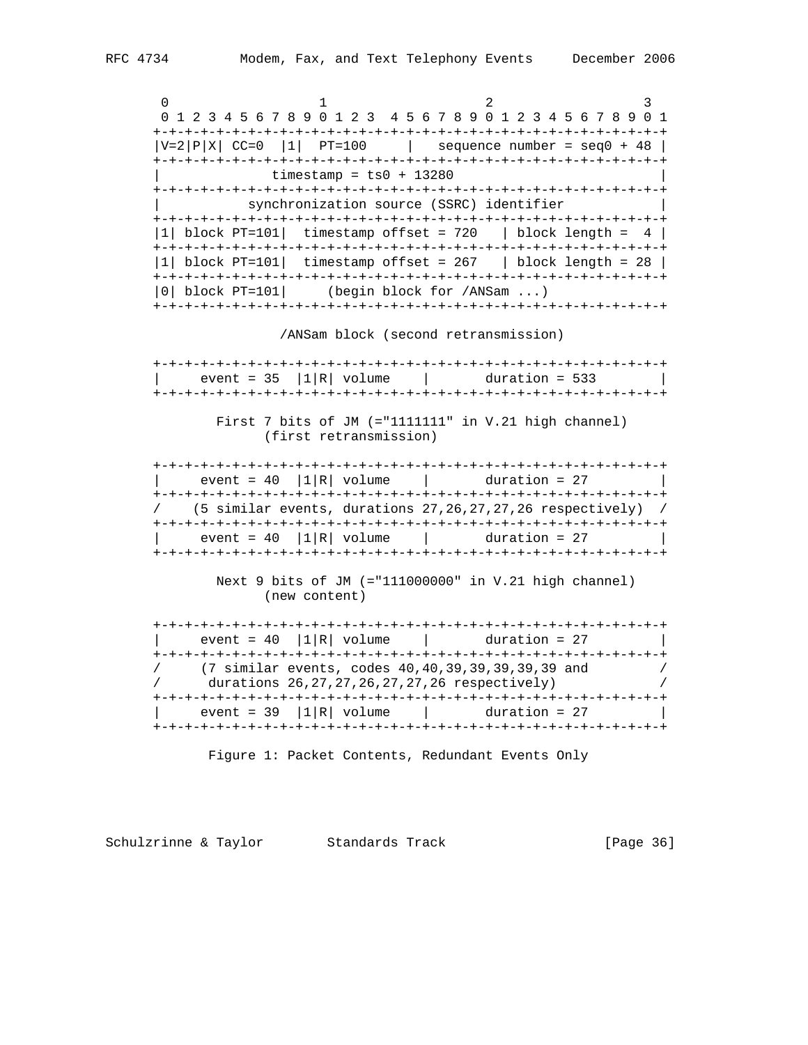```
    0                   1                    2                   3
    0 1 2 3 4 5 6 7 8 9 0 1 2 3  4 5 6 7 8 9 0 1 2 3 4 5 6 7 8 9 0 1
   +-+-+-+-+-+-+-+-+-+-+-+-+-+-+-+-+-+-+-+-+-+-+-+-+-+-+-+-+-+-+-+-+
   |V=2|P|X| CC=0  |1|  PT=100     |   sequence number = seq0 + 48 |
   +-+-+-+-+-+-+-+-+-+-+-+-+-+-+-+-+-+-+-+-+-+-+-+-+-+-+-+-+-+-+-+-+
   |              timestamp = ts0 + 13280                          |
   +-+-+-+-+-+-+-+-+-+-+-+-+-+-+-+-+-+-+-+-+-+-+-+-+-+-+-+-+-+-+-+-+
   |           synchronization source (SSRC) identifier            |
   +-+-+-+-+-+-+-+-+-+-+-+-+-+-+-+-+-+-+-+-+-+-+-+-+-+-+-+-+-+-+-+-+
   |1| block PT=101|  timestamp offset = 720   | block length =  4 |
   +-+-+-+-+-+-+-+-+-+-+-+-+-+-+-+-+-+-+-+-+-+-+-+-+-+-+-+-+-+-+-+-+
   |1| block PT=101|  timestamp offset = 267   | block length = 28 |
   +-+-+-+-+-+-+-+-+-+-+-+-+-+-+-+-+-+-+-+-+-+-+-+-+-+-+-+-+-+-+-+-+
   |0| block PT=101|     (begin block for /ANSam ...)
   +-+-+-+-+-+-+-+-+-+-+-+-+-+-+-+-+-+-+-+-+-+-+-+-+-+-+-+-+-+-+-+-+

                  /ANSam block (second retransmission)

   +-+-+-+-+-+-+-+-+-+-+-+-+-+-+-+-+-+-+-+-+-+-+-+-+-+-+-+-+-+-+-+-+
   |     event = 35  |1|R| volume    |       duration = 533        |
   +-+-+-+-+-+-+-+-+-+-+-+-+-+-+-+-+-+-+-+-+-+-+-+-+-+-+-+-+-+-+-+-+

        First 7 bits of JM (="1111111" in V.21 high channel)
              (first retransmission)

   +-+-+-+-+-+-+-+-+-+-+-+-+-+-+-+-+-+-+-+-+-+-+-+-+-+-+-+-+-+-+-+-+
   |     event = 40  |1|R| volume    |       duration = 27         |
   +-+-+-+-+-+-+-+-+-+-+-+-+-+-+-+-+-+-+-+-+-+-+-+-+-+-+-+-+-+-+-+-+
   /    (5 similar events, durations 27,26,27,27,26 respectively)  /
   +-+-+-+-+-+-+-+-+-+-+-+-+-+-+-+-+-+-+-+-+-+-+-+-+-+-+-+-+-+-+-+-+
   |     event = 40  |1|R| volume    |       duration = 27         |
   +-+-+-+-+-+-+-+-+-+-+-+-+-+-+-+-+-+-+-+-+-+-+-+-+-+-+-+-+-+-+-+-+

        Next 9 bits of JM (="111000000" in V.21 high channel)
              (new content)

   +-+-+-+-+-+-+-+-+-+-+-+-+-+-+-+-+-+-+-+-+-+-+-+-+-+-+-+-+-+-+-+-+
   |     event = 40  |1|R| volume    |       duration = 27         |
   +-+-+-+-+-+-+-+-+-+-+-+-+-+-+-+-+-+-+-+-+-+-+-+-+-+-+-+-+-+-+-+-+
   /     (7 similar events, codes 40,40,39,39,39,39,39 and         /
   /      durations 26,27,27,26,27,27,26 respectively)             /
   +-+-+-+-+-+-+-+-+-+-+-+-+-+-+-+-+-+-+-+-+-+-+-+-+-+-+-+-+-+-+-+-+
   |     event = 39  |1|R| volume    |       duration = 27         |
   +-+-+-+-+-+-+-+-+-+-+-+-+-+-+-+-+-+-+-+-+-+-+-+-+-+-+-+-+-+-+-+-+
```

Figure 1: Packet Contents, Redundant Events Only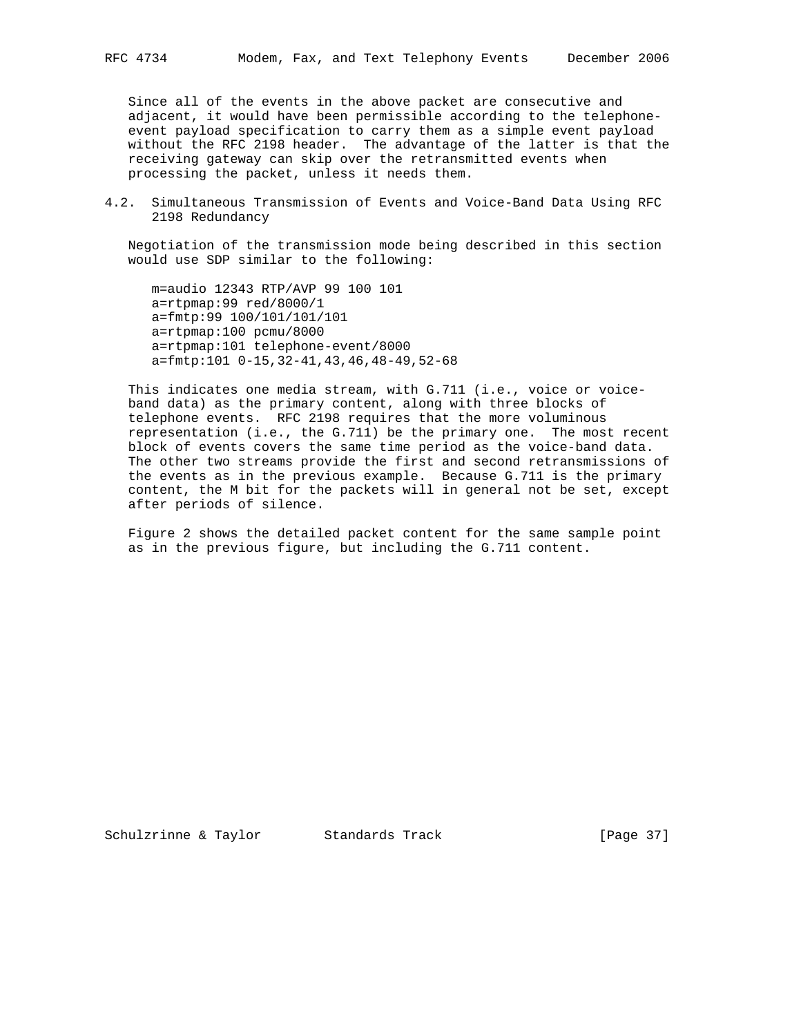Since all of the events in the above packet are consecutive and adjacent, it would have been permissible according to the telephone-event payload specification to carry them as a simple event payload without the RFC 2198 header. The advantage of the latter is that the receiving gateway can skip over the retransmitted events when processing the packet, unless it needs them.

## 4.2. Simultaneous Transmission of Events and Voice-Band Data Using RFC 2198 Redundancy

Negotiation of the transmission mode being described in this section would use SDP similar to the following:

```
m=audio 12343 RTP/AVP 99 100 101
a=rtpmap:99 red/8000/1
a=fmtp:99 100/101/101/101
a=rtpmap:100 pcmu/8000
a=rtpmap:101 telephone-event/8000
a=fmtp:101 0-15,32-41,43,46,48-49,52-68
```

This indicates one media stream, with G.711 (i.e., voice or voice-band data) as the primary content, along with three blocks of telephone events. RFC 2198 requires that the more voluminous representation (i.e., the G.711) be the primary one. The most recent block of events covers the same time period as the voice-band data. The other two streams provide the first and second retransmissions of the events as in the previous example. Because G.711 is the primary content, the M bit for the packets will in general not be set, except after periods of silence.

Figure 2 shows the detailed packet content for the same sample point as in the previous figure, but including the G.711 content.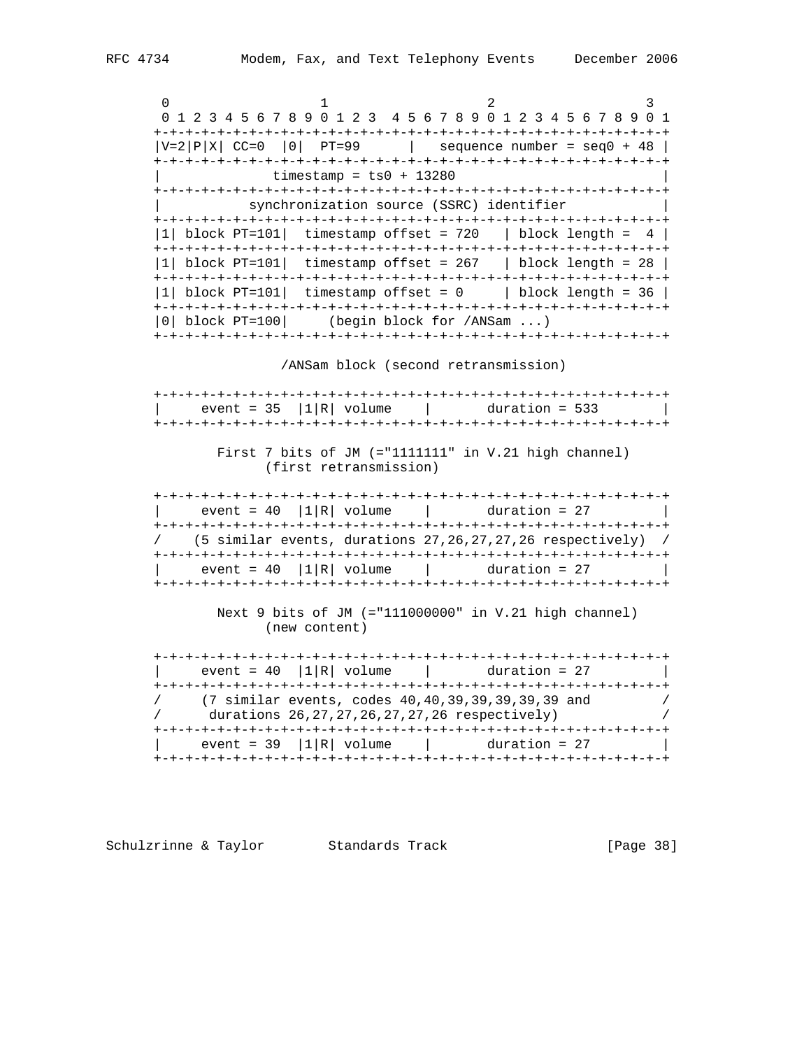```
 0                   1                   2                   3
 0 1 2 3 4 5 6 7 8 9 0 1 2 3  4 5 6 7 8 9 0 1 2 3 4 5 6 7 8 9 0 1
+-+-+-+-+-+-+-+-+-+-+-+-+-+-+-+-+-+-+-+-+-+-+-+-+-+-+-+-+-+-+-+-+
|V=2|P|X| CC=0  |0|  PT=99      |   sequence number = seq0 + 48 |
+-+-+-+-+-+-+-+-+-+-+-+-+-+-+-+-+-+-+-+-+-+-+-+-+-+-+-+-+-+-+-+-+
|              timestamp = ts0 + 13280                          |
+-+-+-+-+-+-+-+-+-+-+-+-+-+-+-+-+-+-+-+-+-+-+-+-+-+-+-+-+-+-+-+-+
|           synchronization source (SSRC) identifier            |
+-+-+-+-+-+-+-+-+-+-+-+-+-+-+-+-+-+-+-+-+-+-+-+-+-+-+-+-+-+-+-+-+
|1| block PT=101|  timestamp offset = 720   | block length =  4 |
+-+-+-+-+-+-+-+-+-+-+-+-+-+-+-+-+-+-+-+-+-+-+-+-+-+-+-+-+-+-+-+-+
|1| block PT=101|  timestamp offset = 267   | block length = 28 |
+-+-+-+-+-+-+-+-+-+-+-+-+-+-+-+-+-+-+-+-+-+-+-+-+-+-+-+-+-+-+-+-+
|1| block PT=101|  timestamp offset = 0     | block length = 36 |
+-+-+-+-+-+-+-+-+-+-+-+-+-+-+-+-+-+-+-+-+-+-+-+-+-+-+-+-+-+-+-+-+
|0| block PT=100|     (begin block for /ANSam ...)
+-+-+-+-+-+-+-+-+-+-+-+-+-+-+-+-+-+-+-+-+-+-+-+-+-+-+-+-+-+-+-+-+

                /ANSam block (second retransmission)

+-+-+-+-+-+-+-+-+-+-+-+-+-+-+-+-+-+-+-+-+-+-+-+-+-+-+-+-+-+-+-+-+
|     event = 35  |1|R| volume    |       duration = 533        |
+-+-+-+-+-+-+-+-+-+-+-+-+-+-+-+-+-+-+-+-+-+-+-+-+-+-+-+-+-+-+-+-+

        First 7 bits of JM (="1111111" in V.21 high channel)
              (first retransmission)

+-+-+-+-+-+-+-+-+-+-+-+-+-+-+-+-+-+-+-+-+-+-+-+-+-+-+-+-+-+-+-+-+
|     event = 40  |1|R| volume    |       duration = 27         |
+-+-+-+-+-+-+-+-+-+-+-+-+-+-+-+-+-+-+-+-+-+-+-+-+-+-+-+-+-+-+-+-+
/    (5 similar events, durations 27,26,27,27,26 respectively)  /
+-+-+-+-+-+-+-+-+-+-+-+-+-+-+-+-+-+-+-+-+-+-+-+-+-+-+-+-+-+-+-+-+
|     event = 40  |1|R| volume    |       duration = 27         |
+-+-+-+-+-+-+-+-+-+-+-+-+-+-+-+-+-+-+-+-+-+-+-+-+-+-+-+-+-+-+-+-+

        Next 9 bits of JM (="111000000" in V.21 high channel)
              (new content)

+-+-+-+-+-+-+-+-+-+-+-+-+-+-+-+-+-+-+-+-+-+-+-+-+-+-+-+-+-+-+-+-+
|     event = 40  |1|R| volume    |       duration = 27         |
+-+-+-+-+-+-+-+-+-+-+-+-+-+-+-+-+-+-+-+-+-+-+-+-+-+-+-+-+-+-+-+-+
/     (7 similar events, codes 40,40,39,39,39,39,39 and         /
/      durations 26,27,27,26,27,27,26 respectively)             /
+-+-+-+-+-+-+-+-+-+-+-+-+-+-+-+-+-+-+-+-+-+-+-+-+-+-+-+-+-+-+-+-+
|     event = 39  |1|R| volume    |       duration = 27         |
+-+-+-+-+-+-+-+-+-+-+-+-+-+-+-+-+-+-+-+-+-+-+-+-+-+-+-+-+-+-+-+-+
```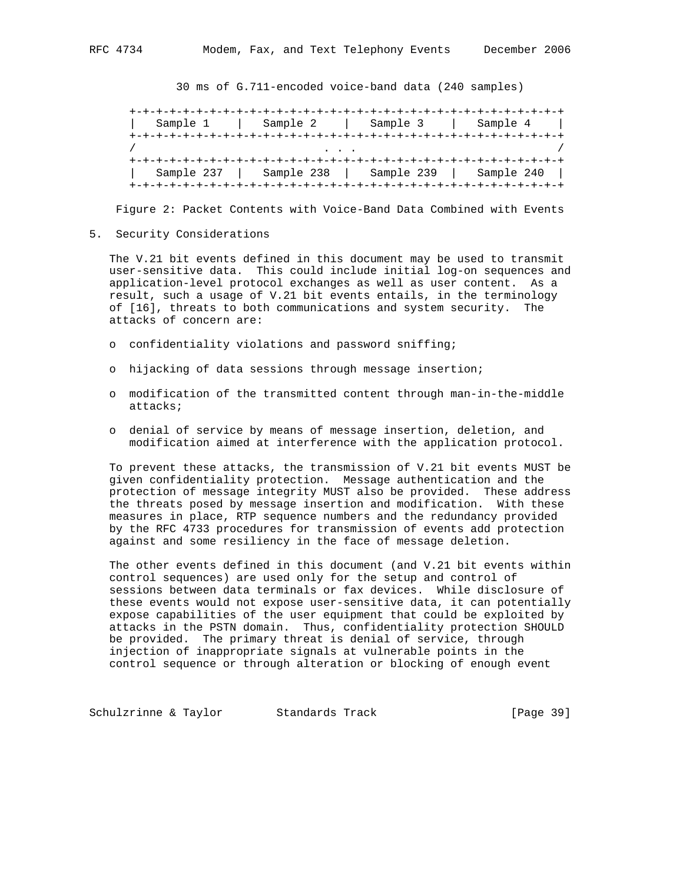30 ms of G.711-encoded voice-band data (240 samples)

```
+-+-+-+-+-+-+-+-+-+-+-+-+-+-+-+-+-+-+-+-+-+-+-+-+-+-+-+-+-+-+-+-+
|   Sample 1    |   Sample 2    |   Sample 3    |   Sample 4    |
+-+-+-+-+-+-+-+-+-+-+-+-+-+-+-+-+-+-+-+-+-+-+-+-+-+-+-+-+-+-+-+-+
/                             . . .                             /
+-+-+-+-+-+-+-+-+-+-+-+-+-+-+-+-+-+-+-+-+-+-+-+-+-+-+-+-+-+-+-+-+
|   Sample 237  |   Sample 238  |   Sample 239  |   Sample 240  |
+-+-+-+-+-+-+-+-+-+-+-+-+-+-+-+-+-+-+-+-+-+-+-+-+-+-+-+-+-+-+-+-+
```

Figure 2: Packet Contents with Voice-Band Data Combined with Events

# 5. Security Considerations

The V.21 bit events defined in this document may be used to transmit user-sensitive data. This could include initial log-on sequences and application-level protocol exchanges as well as user content. As a result, such a usage of V.21 bit events entails, in the terminology of [16], threats to both communications and system security. The attacks of concern are:

- confidentiality violations and password sniffing;
- hijacking of data sessions through message insertion;
- modification of the transmitted content through man-in-the-middle attacks;
- denial of service by means of message insertion, deletion, and modification aimed at interference with the application protocol.

To prevent these attacks, the transmission of V.21 bit events MUST be given confidentiality protection. Message authentication and the protection of message integrity MUST also be provided. These address the threats posed by message insertion and modification. With these measures in place, RTP sequence numbers and the redundancy provided by the RFC 4733 procedures for transmission of events add protection against and some resiliency in the face of message deletion.

The other events defined in this document (and V.21 bit events within control sequences) are used only for the setup and control of sessions between data terminals or fax devices. While disclosure of these events would not expose user-sensitive data, it can potentially expose capabilities of the user equipment that could be exploited by attacks in the PSTN domain. Thus, confidentiality protection SHOULD be provided. The primary threat is denial of service, through injection of inappropriate signals at vulnerable points in the control sequence or through alteration or blocking of enough event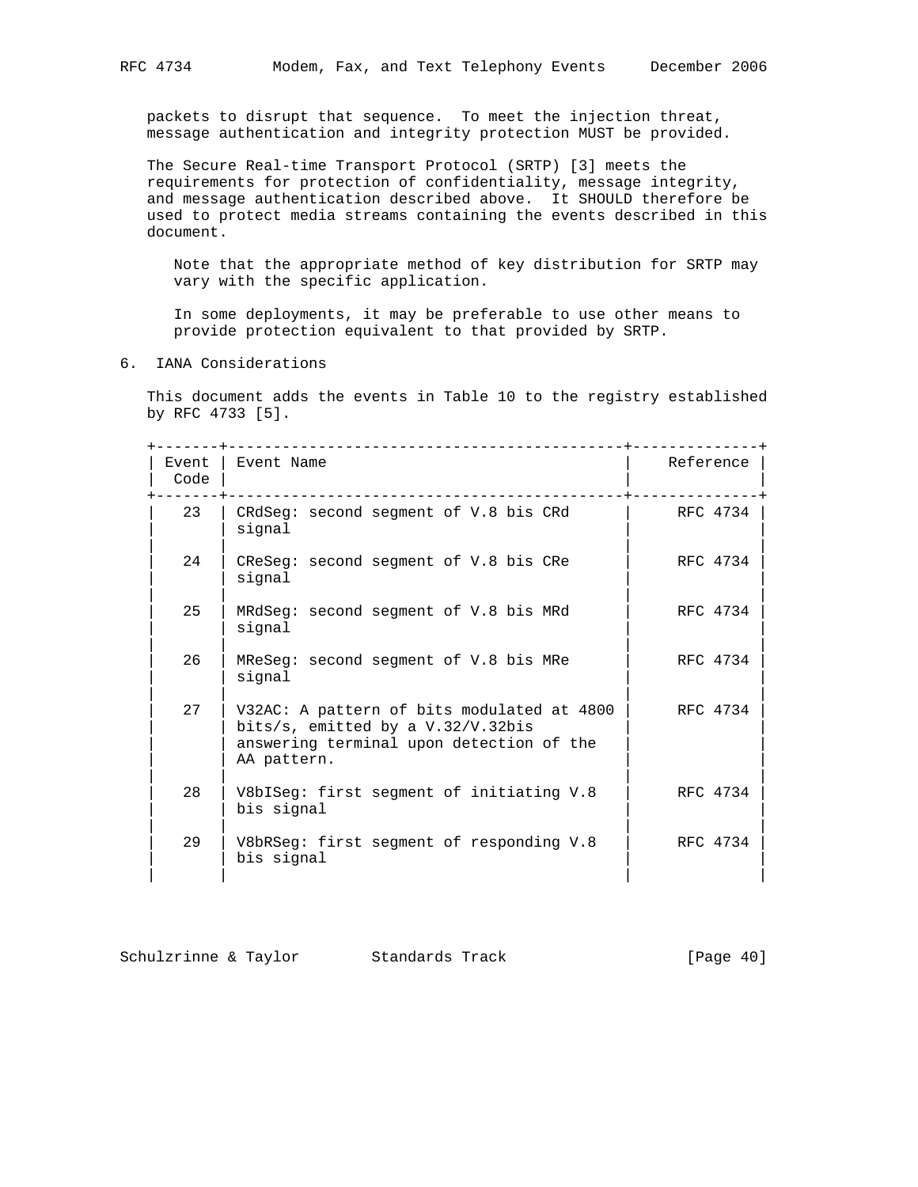packets to disrupt that sequence. To meet the injection threat, message authentication and integrity protection MUST be provided.

The Secure Real-time Transport Protocol (SRTP) [3] meets the requirements for protection of confidentiality, message integrity, and message authentication described above. It SHOULD therefore be used to protect media streams containing the events described in this document.

> Note that the appropriate method of key distribution for SRTP may vary with the specific application.
>
> In some deployments, it may be preferable to use other means to provide protection equivalent to that provided by SRTP.

## 6. IANA Considerations

This document adds the events in Table 10 to the registry established by RFC 4733 [5].

| Event Code | Event Name | Reference |
|---|---|---|
| 23 | CRdSeg: second segment of V.8 bis CRd signal | RFC 4734 |
| 24 | CReSeg: second segment of V.8 bis CRe signal | RFC 4734 |
| 25 | MRdSeg: second segment of V.8 bis MRd signal | RFC 4734 |
| 26 | MReSeg: second segment of V.8 bis MRe signal | RFC 4734 |
| 27 | V32AC: A pattern of bits modulated at 4800 bits/s, emitted by a V.32/V.32bis answering terminal upon detection of the AA pattern. | RFC 4734 |
| 28 | V8bISeg: first segment of initiating V.8 bis signal | RFC 4734 |
| 29 | V8bRSeg: first segment of responding V.8 bis signal | RFC 4734 |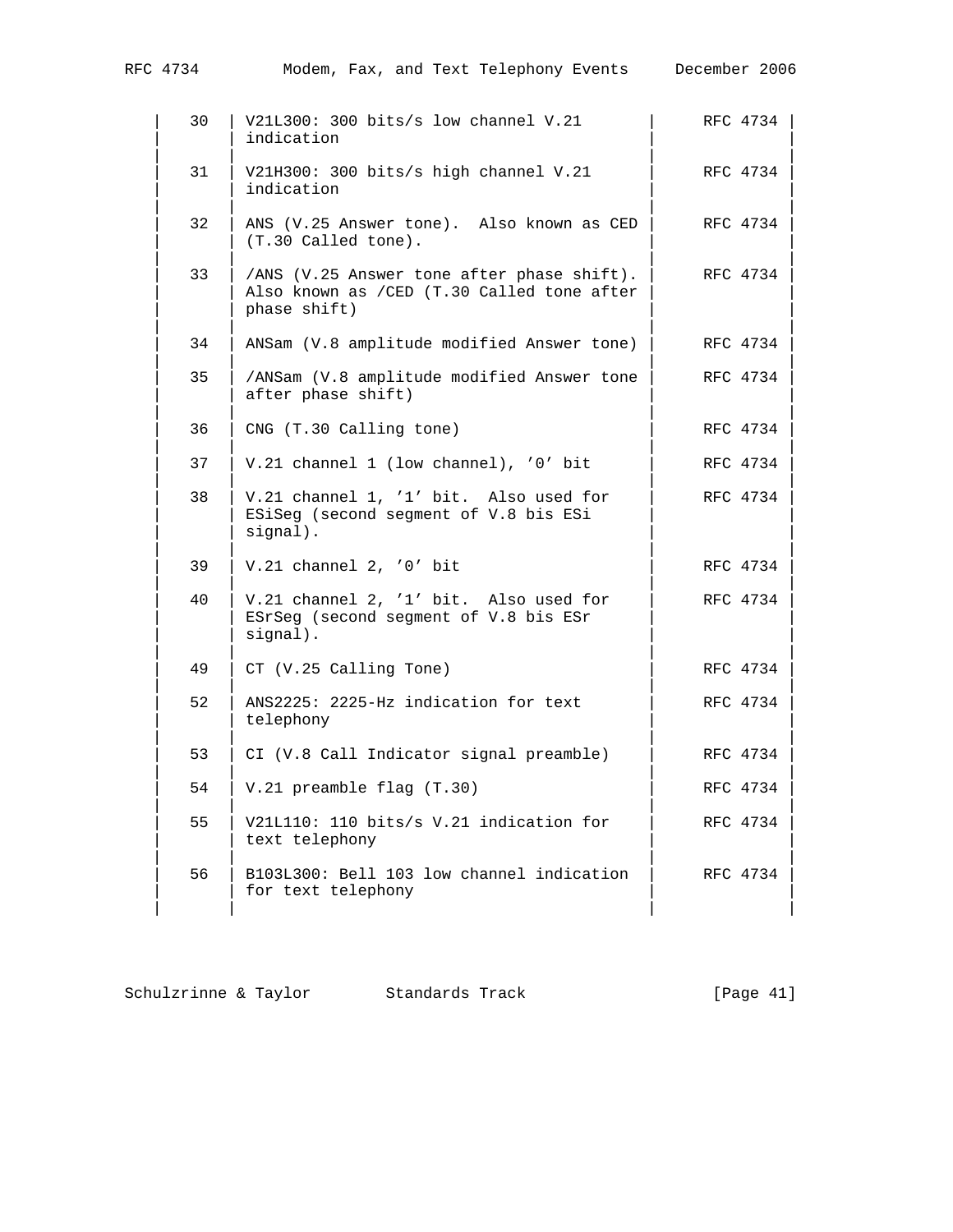| | | |
|---|---|---|
| 30 | V21L300: 300 bits/s low channel V.21 indication | RFC 4734 |
| 31 | V21H300: 300 bits/s high channel V.21 indication | RFC 4734 |
| 32 | ANS (V.25 Answer tone). Also known as CED (T.30 Called tone). | RFC 4734 |
| 33 | /ANS (V.25 Answer tone after phase shift). Also known as /CED (T.30 Called tone after phase shift) | RFC 4734 |
| 34 | ANSam (V.8 amplitude modified Answer tone) | RFC 4734 |
| 35 | /ANSam (V.8 amplitude modified Answer tone after phase shift) | RFC 4734 |
| 36 | CNG (T.30 Calling tone) | RFC 4734 |
| 37 | V.21 channel 1 (low channel), '0' bit | RFC 4734 |
| 38 | V.21 channel 1, '1' bit. Also used for ESiSeg (second segment of V.8 bis ESi signal). | RFC 4734 |
| 39 | V.21 channel 2, '0' bit | RFC 4734 |
| 40 | V.21 channel 2, '1' bit. Also used for ESrSeg (second segment of V.8 bis ESr signal). | RFC 4734 |
| 49 | CT (V.25 Calling Tone) | RFC 4734 |
| 52 | ANS2225: 2225-Hz indication for text telephony | RFC 4734 |
| 53 | CI (V.8 Call Indicator signal preamble) | RFC 4734 |
| 54 | V.21 preamble flag (T.30) | RFC 4734 |
| 55 | V21L110: 110 bits/s V.21 indication for text telephony | RFC 4734 |
| 56 | B103L300: Bell 103 low channel indication for text telephony | RFC 4734 |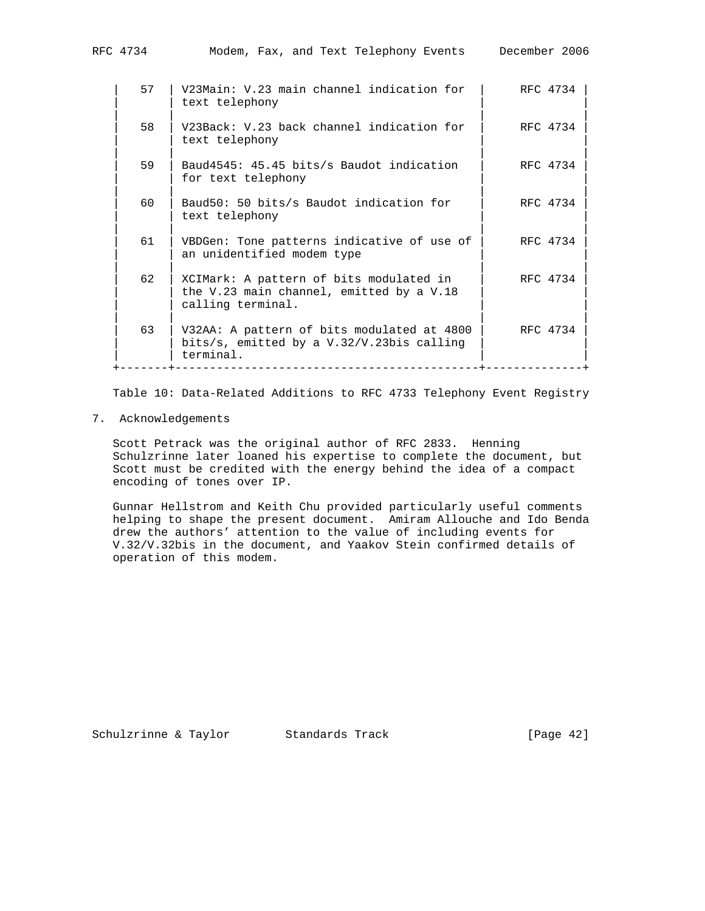| | | |
|---|---|---|
| 57 | V23Main: V.23 main channel indication for text telephony | RFC 4734 |
| 58 | V23Back: V.23 back channel indication for text telephony | RFC 4734 |
| 59 | Baud4545: 45.45 bits/s Baudot indication for text telephony | RFC 4734 |
| 60 | Baud50: 50 bits/s Baudot indication for text telephony | RFC 4734 |
| 61 | VBDGen: Tone patterns indicative of use of an unidentified modem type | RFC 4734 |
| 62 | XCIMark: A pattern of bits modulated in the V.23 main channel, emitted by a V.18 calling terminal. | RFC 4734 |
| 63 | V32AA: A pattern of bits modulated at 4800 bits/s, emitted by a V.32/V.23bis calling terminal. | RFC 4734 |

Table 10: Data-Related Additions to RFC 4733 Telephony Event Registry

## 7. Acknowledgements

Scott Petrack was the original author of RFC 2833. Henning Schulzrinne later loaned his expertise to complete the document, but Scott must be credited with the energy behind the idea of a compact encoding of tones over IP.

Gunnar Hellstrom and Keith Chu provided particularly useful comments helping to shape the present document. Amiram Allouche and Ido Benda drew the authors' attention to the value of including events for V.32/V.32bis in the document, and Yaakov Stein confirmed details of operation of this modem.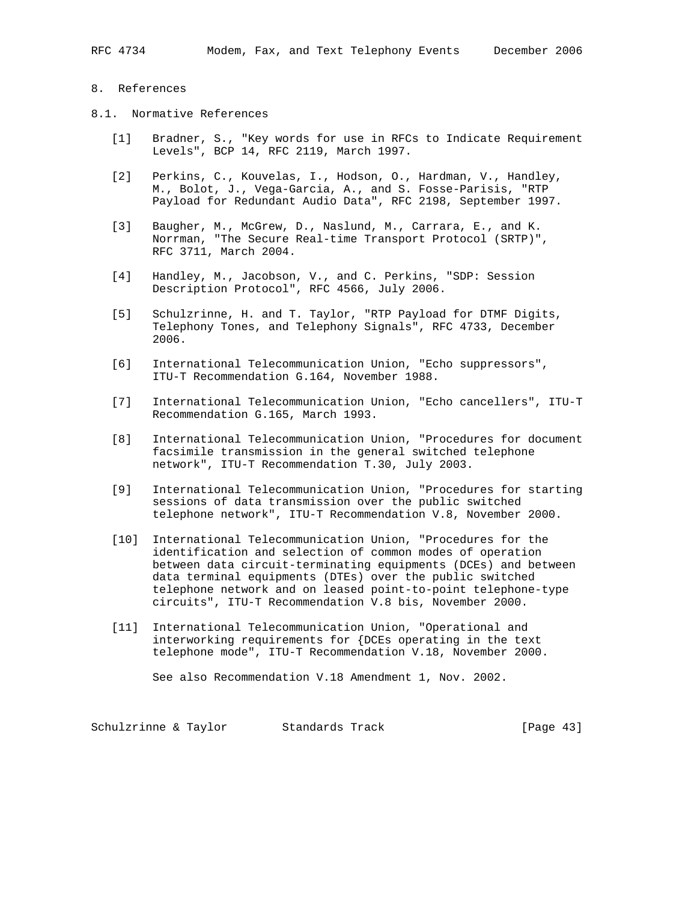## 8. References

### 8.1. Normative References

[1] Bradner, S., "Key words for use in RFCs to Indicate Requirement Levels", BCP 14, RFC 2119, March 1997.

[2] Perkins, C., Kouvelas, I., Hodson, O., Hardman, V., Handley, M., Bolot, J., Vega-Garcia, A., and S. Fosse-Parisis, "RTP Payload for Redundant Audio Data", RFC 2198, September 1997.

[3] Baugher, M., McGrew, D., Naslund, M., Carrara, E., and K. Norrman, "The Secure Real-time Transport Protocol (SRTP)", RFC 3711, March 2004.

[4] Handley, M., Jacobson, V., and C. Perkins, "SDP: Session Description Protocol", RFC 4566, July 2006.

[5] Schulzrinne, H. and T. Taylor, "RTP Payload for DTMF Digits, Telephony Tones, and Telephony Signals", RFC 4733, December 2006.

[6] International Telecommunication Union, "Echo suppressors", ITU-T Recommendation G.164, November 1988.

[7] International Telecommunication Union, "Echo cancellers", ITU-T Recommendation G.165, March 1993.

[8] International Telecommunication Union, "Procedures for document facsimile transmission in the general switched telephone network", ITU-T Recommendation T.30, July 2003.

[9] International Telecommunication Union, "Procedures for starting sessions of data transmission over the public switched telephone network", ITU-T Recommendation V.8, November 2000.

[10] International Telecommunication Union, "Procedures for the identification and selection of common modes of operation between data circuit-terminating equipments (DCEs) and between data terminal equipments (DTEs) over the public switched telephone network and on leased point-to-point telephone-type circuits", ITU-T Recommendation V.8 bis, November 2000.

[11] International Telecommunication Union, "Operational and interworking requirements for {DCEs operating in the text telephone mode", ITU-T Recommendation V.18, November 2000.

See also Recommendation V.18 Amendment 1, Nov. 2002.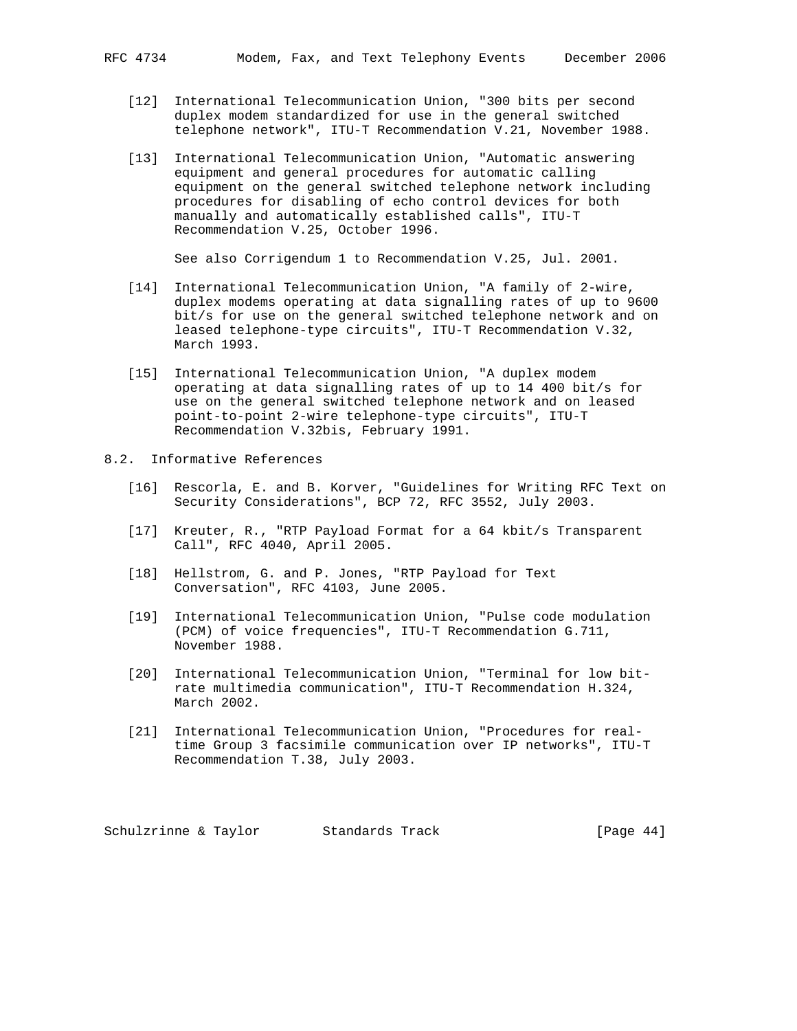[12] International Telecommunication Union, "300 bits per second duplex modem standardized for use in the general switched telephone network", ITU-T Recommendation V.21, November 1988.

[13] International Telecommunication Union, "Automatic answering equipment and general procedures for automatic calling equipment on the general switched telephone network including procedures for disabling of echo control devices for both manually and automatically established calls", ITU-T Recommendation V.25, October 1996.

See also Corrigendum 1 to Recommendation V.25, Jul. 2001.

[14] International Telecommunication Union, "A family of 2-wire, duplex modems operating at data signalling rates of up to 9600 bit/s for use on the general switched telephone network and on leased telephone-type circuits", ITU-T Recommendation V.32, March 1993.

[15] International Telecommunication Union, "A duplex modem operating at data signalling rates of up to 14 400 bit/s for use on the general switched telephone network and on leased point-to-point 2-wire telephone-type circuits", ITU-T Recommendation V.32bis, February 1991.

## 8.2. Informative References

[16] Rescorla, E. and B. Korver, "Guidelines for Writing RFC Text on Security Considerations", BCP 72, RFC 3552, July 2003.

[17] Kreuter, R., "RTP Payload Format for a 64 kbit/s Transparent Call", RFC 4040, April 2005.

[18] Hellstrom, G. and P. Jones, "RTP Payload for Text Conversation", RFC 4103, June 2005.

[19] International Telecommunication Union, "Pulse code modulation (PCM) of voice frequencies", ITU-T Recommendation G.711, November 1988.

[20] International Telecommunication Union, "Terminal for low bit-rate multimedia communication", ITU-T Recommendation H.324, March 2002.

[21] International Telecommunication Union, "Procedures for real-time Group 3 facsimile communication over IP networks", ITU-T Recommendation T.38, July 2003.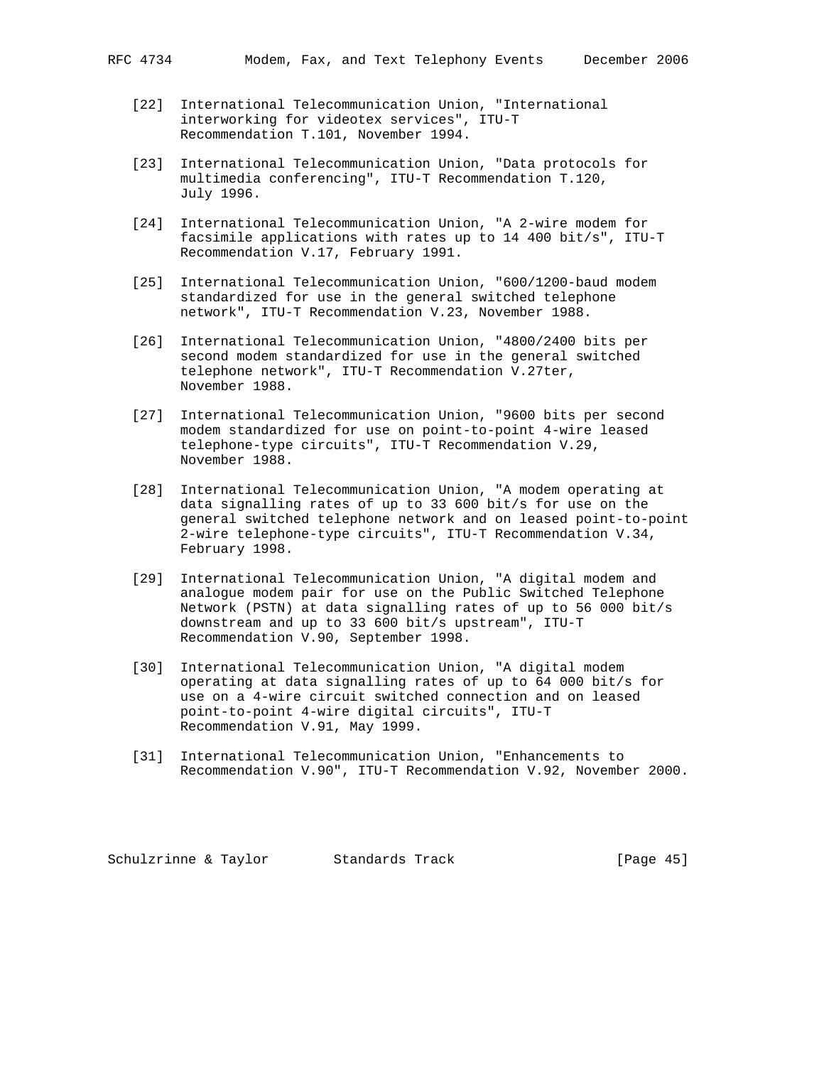[22] International Telecommunication Union, "International interworking for videotex services", ITU-T Recommendation T.101, November 1994.

[23] International Telecommunication Union, "Data protocols for multimedia conferencing", ITU-T Recommendation T.120, July 1996.

[24] International Telecommunication Union, "A 2-wire modem for facsimile applications with rates up to 14 400 bit/s", ITU-T Recommendation V.17, February 1991.

[25] International Telecommunication Union, "600/1200-baud modem standardized for use in the general switched telephone network", ITU-T Recommendation V.23, November 1988.

[26] International Telecommunication Union, "4800/2400 bits per second modem standardized for use in the general switched telephone network", ITU-T Recommendation V.27ter, November 1988.

[27] International Telecommunication Union, "9600 bits per second modem standardized for use on point-to-point 4-wire leased telephone-type circuits", ITU-T Recommendation V.29, November 1988.

[28] International Telecommunication Union, "A modem operating at data signalling rates of up to 33 600 bit/s for use on the general switched telephone network and on leased point-to-point 2-wire telephone-type circuits", ITU-T Recommendation V.34, February 1998.

[29] International Telecommunication Union, "A digital modem and analogue modem pair for use on the Public Switched Telephone Network (PSTN) at data signalling rates of up to 56 000 bit/s downstream and up to 33 600 bit/s upstream", ITU-T Recommendation V.90, September 1998.

[30] International Telecommunication Union, "A digital modem operating at data signalling rates of up to 64 000 bit/s for use on a 4-wire circuit switched connection and on leased point-to-point 4-wire digital circuits", ITU-T Recommendation V.91, May 1999.

[31] International Telecommunication Union, "Enhancements to Recommendation V.90", ITU-T Recommendation V.92, November 2000.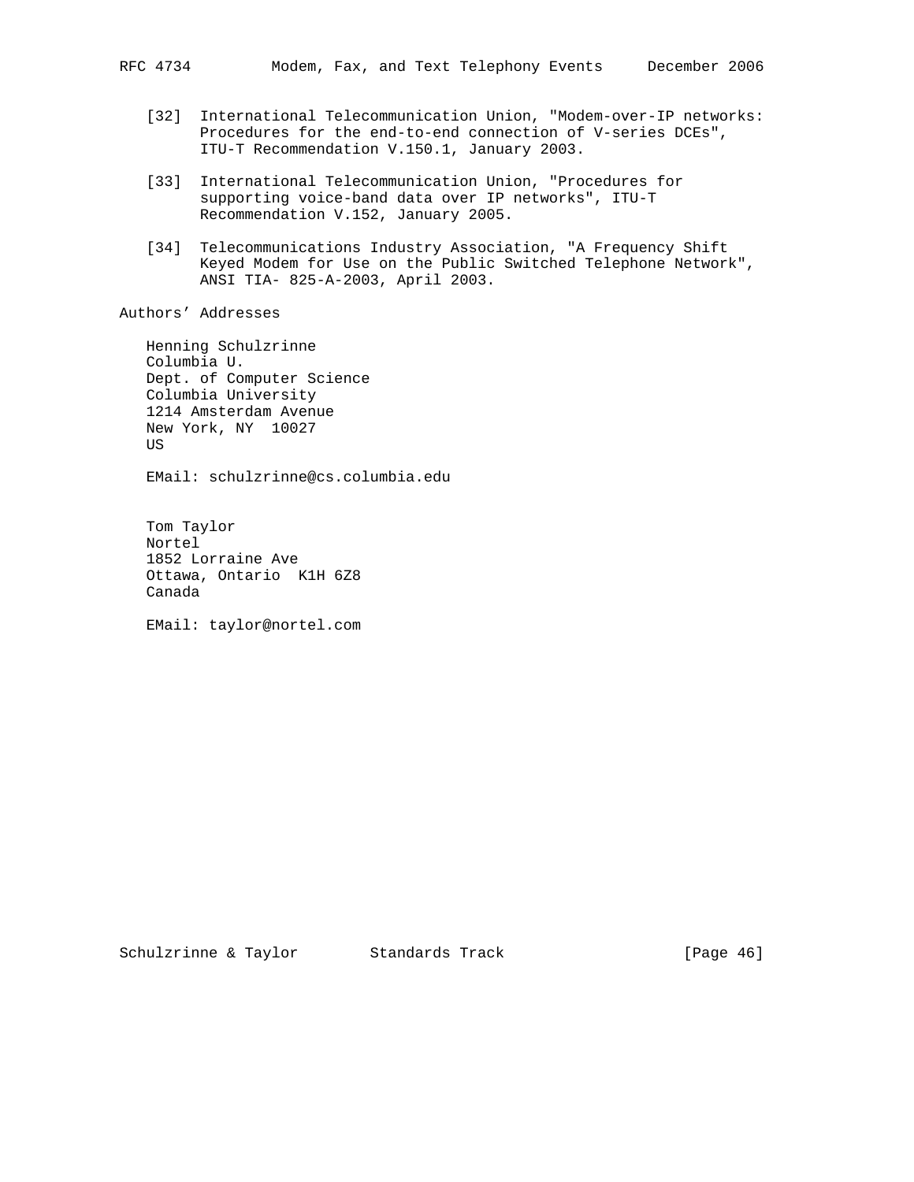[32] International Telecommunication Union, "Modem-over-IP networks: Procedures for the end-to-end connection of V-series DCEs", ITU-T Recommendation V.150.1, January 2003.

[33] International Telecommunication Union, "Procedures for supporting voice-band data over IP networks", ITU-T Recommendation V.152, January 2005.

[34] Telecommunications Industry Association, "A Frequency Shift Keyed Modem for Use on the Public Switched Telephone Network", ANSI TIA- 825-A-2003, April 2003.

## Authors' Addresses

Henning Schulzrinne
Columbia U.
Dept. of Computer Science
Columbia University
1214 Amsterdam Avenue
New York, NY 10027
US

EMail: schulzrinne@cs.columbia.edu

Tom Taylor
Nortel
1852 Lorraine Ave
Ottawa, Ontario K1H 6Z8
Canada

EMail: taylor@nortel.com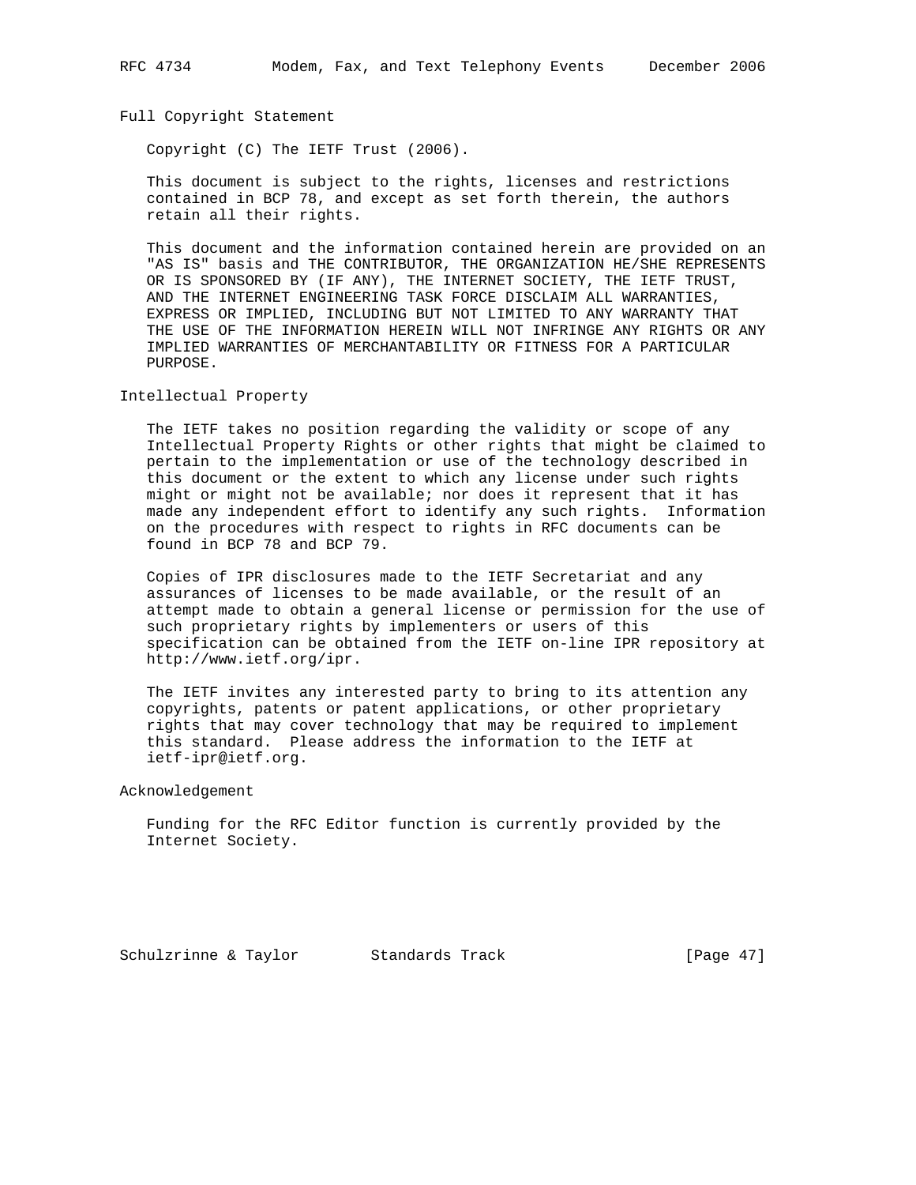## Full Copyright Statement

Copyright (C) The IETF Trust (2006).

This document is subject to the rights, licenses and restrictions contained in BCP 78, and except as set forth therein, the authors retain all their rights.

This document and the information contained herein are provided on an "AS IS" basis and THE CONTRIBUTOR, THE ORGANIZATION HE/SHE REPRESENTS OR IS SPONSORED BY (IF ANY), THE INTERNET SOCIETY, THE IETF TRUST, AND THE INTERNET ENGINEERING TASK FORCE DISCLAIM ALL WARRANTIES, EXPRESS OR IMPLIED, INCLUDING BUT NOT LIMITED TO ANY WARRANTY THAT THE USE OF THE INFORMATION HEREIN WILL NOT INFRINGE ANY RIGHTS OR ANY IMPLIED WARRANTIES OF MERCHANTABILITY OR FITNESS FOR A PARTICULAR PURPOSE.

## Intellectual Property

The IETF takes no position regarding the validity or scope of any Intellectual Property Rights or other rights that might be claimed to pertain to the implementation or use of the technology described in this document or the extent to which any license under such rights might or might not be available; nor does it represent that it has made any independent effort to identify any such rights. Information on the procedures with respect to rights in RFC documents can be found in BCP 78 and BCP 79.

Copies of IPR disclosures made to the IETF Secretariat and any assurances of licenses to be made available, or the result of an attempt made to obtain a general license or permission for the use of such proprietary rights by implementers or users of this specification can be obtained from the IETF on-line IPR repository at http://www.ietf.org/ipr.

The IETF invites any interested party to bring to its attention any copyrights, patents or patent applications, or other proprietary rights that may cover technology that may be required to implement this standard. Please address the information to the IETF at ietf-ipr@ietf.org.

## Acknowledgement

Funding for the RFC Editor function is currently provided by the Internet Society.